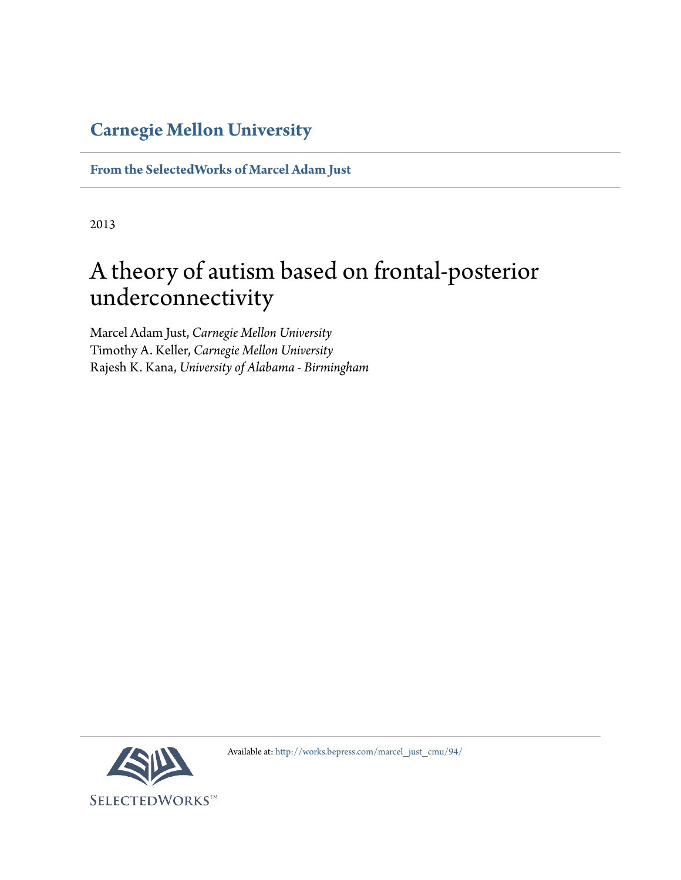**Carnegie Mellon University**

**From the SelectedWorks of Marcel Adam Just**

2013

# A theory of autism based on frontal-posterior underconnectivity

Marcel Adam Just, *Carnegie Mellon University*
Timothy A. Keller, *Carnegie Mellon University*
Rajesh K. Kana, *University of Alabama - Birmingham*

Available at: http://works.bepress.com/marcel_just_cmu/94/

SELECTEDWORKS™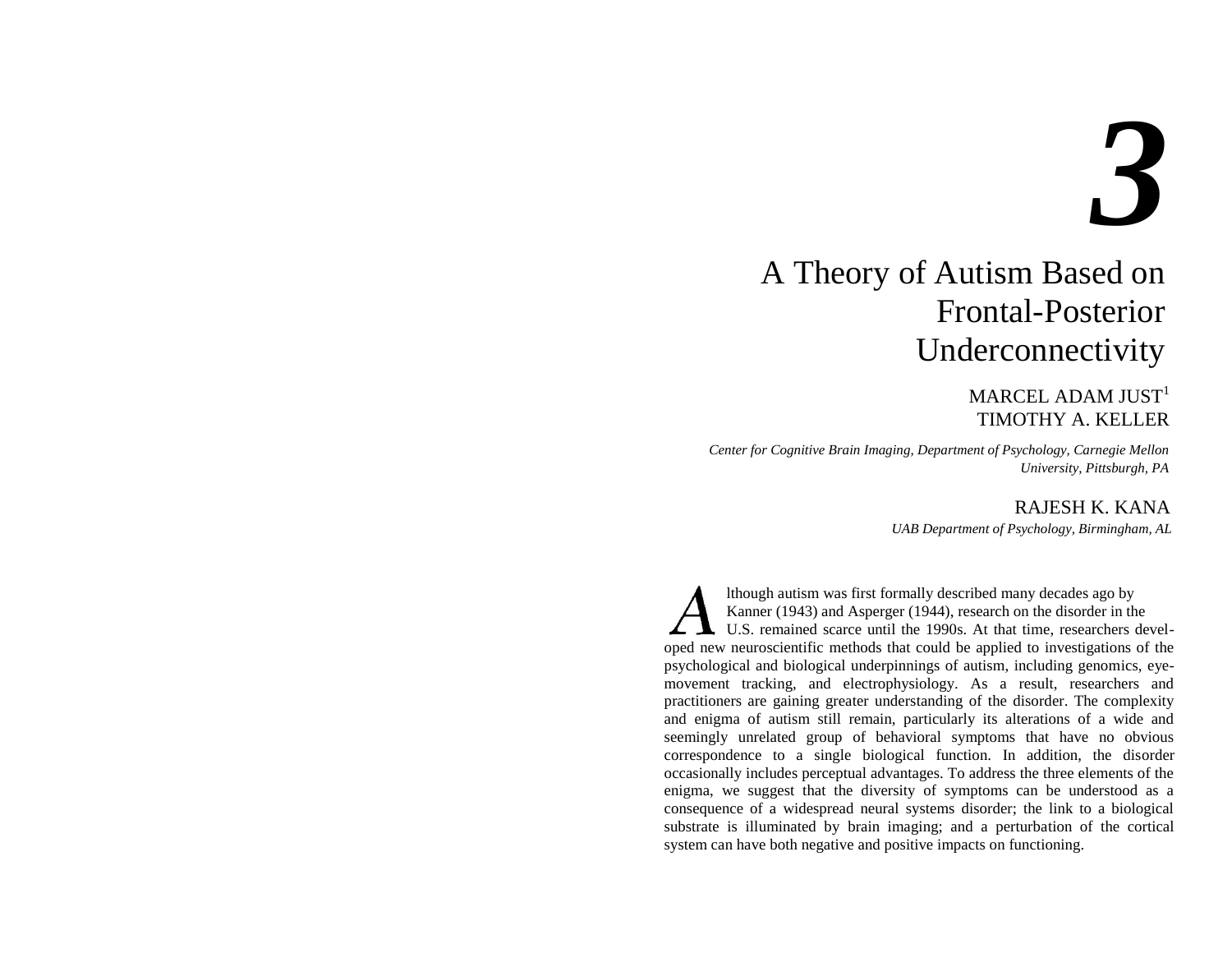# 3

# A Theory of Autism Based on Frontal-Posterior Underconnectivity

MARCEL ADAM JUST[1]
TIMOTHY A. KELLER

*Center for Cognitive Brain Imaging, Department of Psychology, Carnegie Mellon University, Pittsburgh, PA*

RAJESH K. KANA

*UAB Department of Psychology, Birmingham, AL*

Although autism was first formally described many decades ago by Kanner (1943) and Asperger (1944), research on the disorder in the U.S. remained scarce until the 1990s. At that time, researchers developed new neuroscientific methods that could be applied to investigations of the psychological and biological underpinnings of autism, including genomics, eye-movement tracking, and electrophysiology. As a result, researchers and practitioners are gaining greater understanding of the disorder. The complexity and enigma of autism still remain, particularly its alterations of a wide and seemingly unrelated group of behavioral symptoms that have no obvious correspondence to a single biological function. In addition, the disorder occasionally includes perceptual advantages. To address the three elements of the enigma, we suggest that the diversity of symptoms can be understood as a consequence of a widespread neural systems disorder; the link to a biological substrate is illuminated by brain imaging; and a perturbation of the cortical system can have both negative and positive impacts on functioning.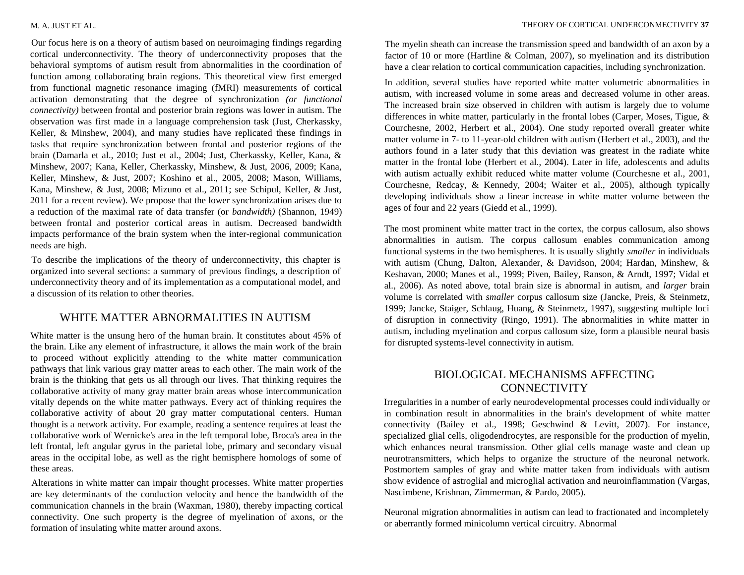Our focus here is on a theory of autism based on neuroimaging findings regarding cortical underconnectivity. The theory of underconnectivity proposes that the behavioral symptoms of autism result from abnormalities in the coordination of function among collaborating brain regions. This theoretical view first emerged from functional magnetic resonance imaging (fMRI) measurements of cortical activation demonstrating that the degree of synchronization *(or functional connectivity)* between frontal and posterior brain regions was lower in autism. The observation was first made in a language comprehension task (Just, Cherkassky, Keller, & Minshew, 2004), and many studies have replicated these findings in tasks that require synchronization between frontal and posterior regions of the brain (Damarla et al., 2010; Just et al., 2004; Just, Cherkassky, Keller, Kana, & Minshew, 2007; Kana, Keller, Cherkassky, Minshew, & Just, 2006, 2009; Kana, Keller, Minshew, & Just, 2007; Koshino et al., 2005, 2008; Mason, Williams, Kana, Minshew, & Just, 2008; Mizuno et al., 2011; see Schipul, Keller, & Just, 2011 for a recent review). We propose that the lower synchronization arises due to a reduction of the maximal rate of data transfer (or *bandwidth)* (Shannon, 1949) between frontal and posterior cortical areas in autism. Decreased bandwidth impacts performance of the brain system when the inter-regional communication needs are high.

To describe the implications of the theory of underconnectivity, this chapter is organized into several sections: a summary of previous findings, a description of underconnectivity theory and of its implementation as a computational model, and a discussion of its relation to other theories.

## WHITE MATTER ABNORMALITIES IN AUTISM

White matter is the unsung hero of the human brain. It constitutes about 45% of the brain. Like any element of infrastructure, it allows the main work of the brain to proceed without explicitly attending to the white matter communication pathways that link various gray matter areas to each other. The main work of the brain is the thinking that gets us all through our lives. That thinking requires the collaborative activity of many gray matter brain areas whose intercommunication vitally depends on the white matter pathways. Every act of thinking requires the collaborative activity of about 20 gray matter computational centers. Human thought is a network activity. For example, reading a sentence requires at least the collaborative work of Wernicke's area in the left temporal lobe, Broca's area in the left frontal, left angular gyrus in the parietal lobe, primary and secondary visual areas in the occipital lobe, as well as the right hemisphere homologs of some of these areas.

Alterations in white matter can impair thought processes. White matter properties are key determinants of the conduction velocity and hence the bandwidth of the communication channels in the brain (Waxman, 1980), thereby impacting cortical connectivity. One such property is the degree of myelination of axons, or the formation of insulating white matter around axons.

The myelin sheath can increase the transmission speed and bandwidth of an axon by a factor of 10 or more (Hartline & Colman, 2007), so myelination and its distribution have a clear relation to cortical communication capacities, including synchronization.

In addition, several studies have reported white matter volumetric abnormalities in autism, with increased volume in some areas and decreased volume in other areas. The increased brain size observed in children with autism is largely due to volume differences in white matter, particularly in the frontal lobes (Carper, Moses, Tigue, & Courchesne, 2002, Herbert et al., 2004). One study reported overall greater white matter volume in 7- to 11-year-old children with autism (Herbert et al., 2003), and the authors found in a later study that this deviation was greatest in the radiate white matter in the frontal lobe (Herbert et al., 2004). Later in life, adolescents and adults with autism actually exhibit reduced white matter volume (Courchesne et al., 2001, Courchesne, Redcay, & Kennedy, 2004; Waiter et al., 2005), although typically developing individuals show a linear increase in white matter volume between the ages of four and 22 years (Giedd et al., 1999).

The most prominent white matter tract in the cortex, the corpus callosum, also shows abnormalities in autism. The corpus callosum enables communication among functional systems in the two hemispheres. It is usually slightly *smaller* in individuals with autism (Chung, Dalton, Alexander, & Davidson, 2004; Hardan, Minshew, & Keshavan, 2000; Manes et al., 1999; Piven, Bailey, Ranson, & Arndt, 1997; Vidal et al., 2006). As noted above, total brain size is abnormal in autism, and *larger* brain volume is correlated with *smaller* corpus callosum size (Jancke, Preis, & Steinmetz, 1999; Jancke, Staiger, Schlaug, Huang, & Steinmetz, 1997), suggesting multiple loci of disruption in connectivity (Ringo, 1991). The abnormalities in white matter in autism, including myelination and corpus callosum size, form a plausible neural basis for disrupted systems-level connectivity in autism.

## BIOLOGICAL MECHANISMS AFFECTING CONNECTIVITY

Irregularities in a number of early neurodevelopmental processes could individually or in combination result in abnormalities in the brain's development of white matter connectivity (Bailey et al., 1998; Geschwind & Levitt, 2007). For instance, specialized glial cells, oligodendrocytes, are responsible for the production of myelin, which enhances neural transmission. Other glial cells manage waste and clean up neurotransmitters, which helps to organize the structure of the neuronal network. Postmortem samples of gray and white matter taken from individuals with autism show evidence of astroglial and microglial activation and neuroinflammation (Vargas, Nascimbene, Krishnan, Zimmerman, & Pardo, 2005).

Neuronal migration abnormalities in autism can lead to fractionated and incompletely or aberrantly formed minicolumn vertical circuitry. Abnormal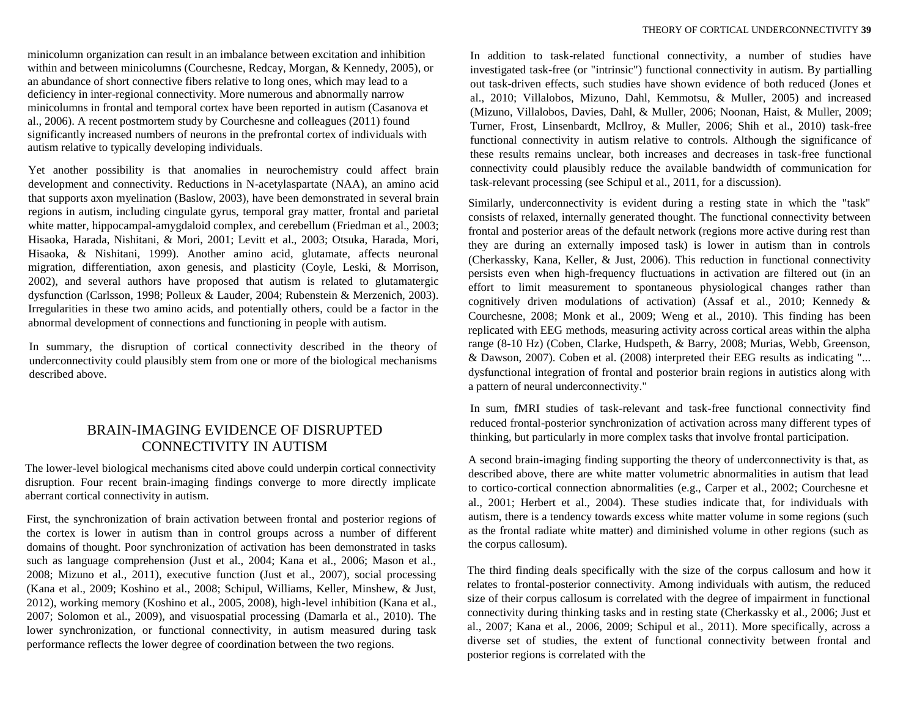minicolumn organization can result in an imbalance between excitation and inhibition within and between minicolumns (Courchesne, Redcay, Morgan, & Kennedy, 2005), or an abundance of short connective fibers relative to long ones, which may lead to a deficiency in inter-regional connectivity. More numerous and abnormally narrow minicolumns in frontal and temporal cortex have been reported in autism (Casanova et al., 2006). A recent postmortem study by Courchesne and colleagues (2011) found significantly increased numbers of neurons in the prefrontal cortex of individuals with autism relative to typically developing individuals.

Yet another possibility is that anomalies in neurochemistry could affect brain development and connectivity. Reductions in N-acetylaspartate (NAA), an amino acid that supports axon myelination (Baslow, 2003), have been demonstrated in several brain regions in autism, including cingulate gyrus, temporal gray matter, frontal and parietal white matter, hippocampal-amygdaloid complex, and cerebellum (Friedman et al., 2003; Hisaoka, Harada, Nishitani, & Mori, 2001; Levitt et al., 2003; Otsuka, Harada, Mori, Hisaoka, & Nishitani, 1999). Another amino acid, glutamate, affects neuronal migration, differentiation, axon genesis, and plasticity (Coyle, Leski, & Morrison, 2002), and several authors have proposed that autism is related to glutamatergic dysfunction (Carlsson, 1998; Polleux & Lauder, 2004; Rubenstein & Merzenich, 2003). Irregularities in these two amino acids, and potentially others, could be a factor in the abnormal development of connections and functioning in people with autism.

In summary, the disruption of cortical connectivity described in the theory of underconnectivity could plausibly stem from one or more of the biological mechanisms described above.

## BRAIN-IMAGING EVIDENCE OF DISRUPTED CONNECTIVITY IN AUTISM

The lower-level biological mechanisms cited above could underpin cortical connectivity disruption. Four recent brain-imaging findings converge to more directly implicate aberrant cortical connectivity in autism.

First, the synchronization of brain activation between frontal and posterior regions of the cortex is lower in autism than in control groups across a number of different domains of thought. Poor synchronization of activation has been demonstrated in tasks such as language comprehension (Just et al., 2004; Kana et al., 2006; Mason et al., 2008; Mizuno et al., 2011), executive function (Just et al., 2007), social processing (Kana et al., 2009; Koshino et al., 2008; Schipul, Williams, Keller, Minshew, & Just, 2012), working memory (Koshino et al., 2005, 2008), high-level inhibition (Kana et al., 2007; Solomon et al., 2009), and visuospatial processing (Damarla et al., 2010). The lower synchronization, or functional connectivity, in autism measured during task performance reflects the lower degree of coordination between the two regions.

In addition to task-related functional connectivity, a number of studies have investigated task-free (or "intrinsic") functional connectivity in autism. By partialling out task-driven effects, such studies have shown evidence of both reduced (Jones et al., 2010; Villalobos, Mizuno, Dahl, Kemmotsu, & Muller, 2005) and increased (Mizuno, Villalobos, Davies, Dahl, & Muller, 2006; Noonan, Haist, & Muller, 2009; Turner, Frost, Linsenbardt, McIlroy, & Muller, 2006; Shih et al., 2010) task-free functional connectivity in autism relative to controls. Although the significance of these results remains unclear, both increases and decreases in task-free functional connectivity could plausibly reduce the available bandwidth of communication for task-relevant processing (see Schipul et al., 2011, for a discussion).

Similarly, underconnectivity is evident during a resting state in which the "task" consists of relaxed, internally generated thought. The functional connectivity between frontal and posterior areas of the default network (regions more active during rest than they are during an externally imposed task) is lower in autism than in controls (Cherkassky, Kana, Keller, & Just, 2006). This reduction in functional connectivity persists even when high-frequency fluctuations in activation are filtered out (in an effort to limit measurement to spontaneous physiological changes rather than cognitively driven modulations of activation) (Assaf et al., 2010; Kennedy & Courchesne, 2008; Monk et al., 2009; Weng et al., 2010). This finding has been replicated with EEG methods, measuring activity across cortical areas within the alpha range (8-10 Hz) (Coben, Hudspeth, & Barry, 2008; Murias, Webb, Greenson, & Dawson, 2007). Coben et al. (2008) interpreted their EEG results as indicating "... dysfunctional integration of frontal and posterior brain regions in autistics along with a pattern of neural underconnectivity."

In sum, fMRI studies of task-relevant and task-free functional connectivity find reduced frontal-posterior synchronization of activation across many different types of thinking, but particularly in more complex tasks that involve frontal participation.

A second brain-imaging finding supporting the theory of underconnectivity is that, as described above, there are white matter volumetric abnormalities in autism that lead to cortico-cortical connection abnormalities (e.g., Carper et al., 2002; Courchesne et al., 2001; Herbert et al., 2004). These studies indicate that, for individuals with autism, there is a tendency towards excess white matter volume in some regions (such as the frontal radiate white matter) and diminished volume in other regions (such as the corpus callosum).

The third finding deals specifically with the size of the corpus callosum and how it relates to frontal-posterior connectivity. Among individuals with autism, the reduced size of their corpus callosum is correlated with the degree of impairment in functional connectivity during thinking tasks and in resting state (Cherkassky et al., 2006; Just et al., 2007; Kana et al., 2006, 2009; Schipul et al., 2011). More specifically, across a diverse set of studies, the extent of functional connectivity between frontal and posterior regions is correlated with the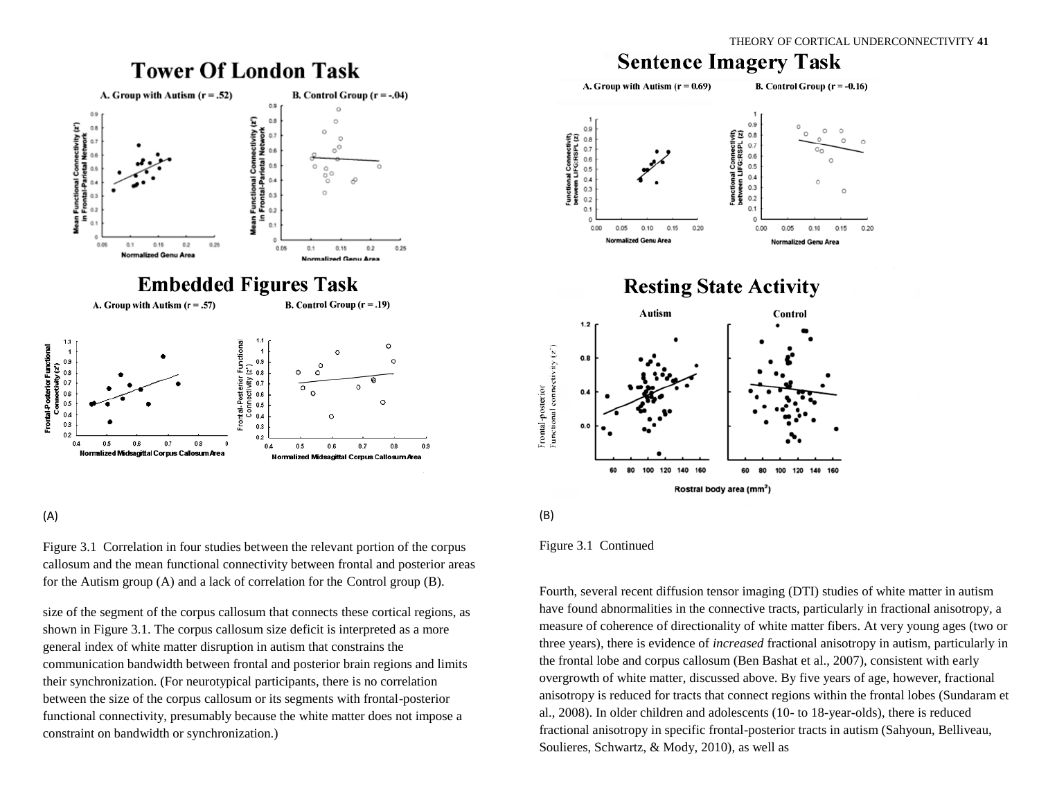# Tower Of London Task

A. Group with Autism (r = .52)

B. Control Group (r = -.04)

# Embedded Figures Task

A. Group with Autism (r = .57)

B. Control Group (r = .19)

(A)

Figure 3.1 Correlation in four studies between the relevant portion of the corpus callosum and the mean functional connectivity between frontal and posterior areas for the Autism group (A) and a lack of correlation for the Control group (B).

size of the segment of the corpus callosum that connects these cortical regions, as shown in Figure 3.1. The corpus callosum size deficit is interpreted as a more general index of white matter disruption in autism that constrains the communication bandwidth between frontal and posterior brain regions and limits their synchronization. (For neurotypical participants, there is no correlation between the size of the corpus callosum or its segments with frontal-posterior functional connectivity, presumably because the white matter does not impose a constraint on bandwidth or synchronization.)

# Sentence Imagery Task

A. Group with Autism (r = 0.69)

B. Control Group (r = -0.16)

# Resting State Activity

Autism

Control

(B)

Figure 3.1 Continued

Fourth, several recent diffusion tensor imaging (DTI) studies of white matter in autism have found abnormalities in the connective tracts, particularly in fractional anisotropy, a measure of coherence of directionality of white matter fibers. At very young ages (two or three years), there is evidence of *increased* fractional anisotropy in autism, particularly in the frontal lobe and corpus callosum (Ben Bashat et al., 2007), consistent with early overgrowth of white matter, discussed above. By five years of age, however, fractional anisotropy is reduced for tracts that connect regions within the frontal lobes (Sundaram et al., 2008). In older children and adolescents (10- to 18-year-olds), there is reduced fractional anisotropy in specific frontal-posterior tracts in autism (Sahyoun, Belliveau, Soulieres, Schwartz, & Mody, 2010), as well as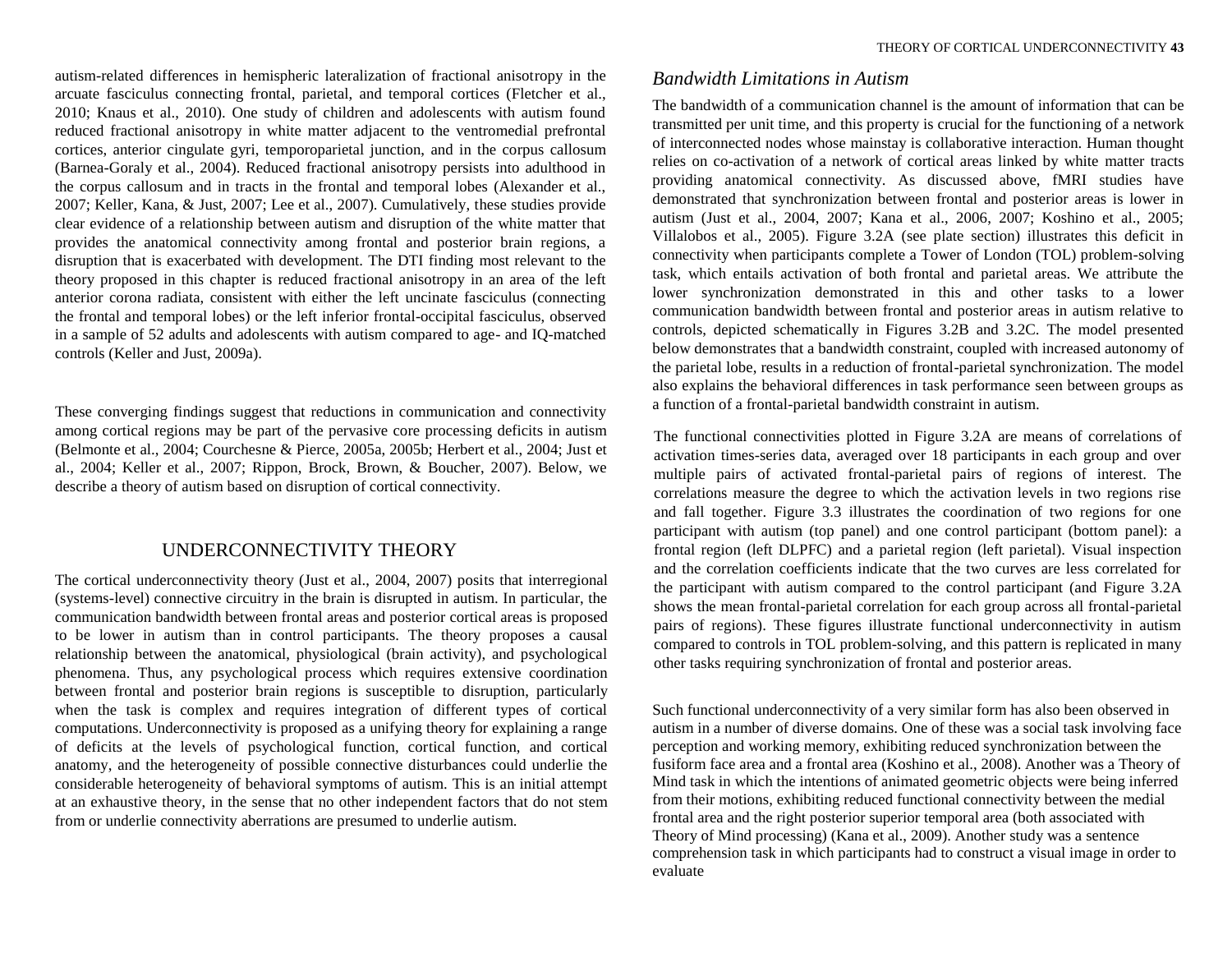autism-related differences in hemispheric lateralization of fractional anisotropy in the arcuate fasciculus connecting frontal, parietal, and temporal cortices (Fletcher et al., 2010; Knaus et al., 2010). One study of children and adolescents with autism found reduced fractional anisotropy in white matter adjacent to the ventromedial prefrontal cortices, anterior cingulate gyri, temporoparietal junction, and in the corpus callosum (Barnea-Goraly et al., 2004). Reduced fractional anisotropy persists into adulthood in the corpus callosum and in tracts in the frontal and temporal lobes (Alexander et al., 2007; Keller, Kana, & Just, 2007; Lee et al., 2007). Cumulatively, these studies provide clear evidence of a relationship between autism and disruption of the white matter that provides the anatomical connectivity among frontal and posterior brain regions, a disruption that is exacerbated with development. The DTI finding most relevant to the theory proposed in this chapter is reduced fractional anisotropy in an area of the left anterior corona radiata, consistent with either the left uncinate fasciculus (connecting the frontal and temporal lobes) or the left inferior frontal-occipital fasciculus, observed in a sample of 52 adults and adolescents with autism compared to age- and IQ-matched controls (Keller and Just, 2009a).

These converging findings suggest that reductions in communication and connectivity among cortical regions may be part of the pervasive core processing deficits in autism (Belmonte et al., 2004; Courchesne & Pierce, 2005a, 2005b; Herbert et al., 2004; Just et al., 2004; Keller et al., 2007; Rippon, Brock, Brown, & Boucher, 2007). Below, we describe a theory of autism based on disruption of cortical connectivity.

## UNDERCONNECTIVITY THEORY

The cortical underconnectivity theory (Just et al., 2004, 2007) posits that interregional (systems-level) connective circuitry in the brain is disrupted in autism. In particular, the communication bandwidth between frontal areas and posterior cortical areas is proposed to be lower in autism than in control participants. The theory proposes a causal relationship between the anatomical, physiological (brain activity), and psychological phenomena. Thus, any psychological process which requires extensive coordination between frontal and posterior brain regions is susceptible to disruption, particularly when the task is complex and requires integration of different types of cortical computations. Underconnectivity is proposed as a unifying theory for explaining a range of deficits at the levels of psychological function, cortical function, and cortical anatomy, and the heterogeneity of possible connective disturbances could underlie the considerable heterogeneity of behavioral symptoms of autism. This is an initial attempt at an exhaustive theory, in the sense that no other independent factors that do not stem from or underlie connectivity aberrations are presumed to underlie autism.

### *Bandwidth Limitations in Autism*

The bandwidth of a communication channel is the amount of information that can be transmitted per unit time, and this property is crucial for the functioning of a network of interconnected nodes whose mainstay is collaborative interaction. Human thought relies on co-activation of a network of cortical areas linked by white matter tracts providing anatomical connectivity. As discussed above, fMRI studies have demonstrated that synchronization between frontal and posterior areas is lower in autism (Just et al., 2004, 2007; Kana et al., 2006, 2007; Koshino et al., 2005; Villalobos et al., 2005). Figure 3.2A (see plate section) illustrates this deficit in connectivity when participants complete a Tower of London (TOL) problem-solving task, which entails activation of both frontal and parietal areas. We attribute the lower synchronization demonstrated in this and other tasks to a lower communication bandwidth between frontal and posterior areas in autism relative to controls, depicted schematically in Figures 3.2B and 3.2C. The model presented below demonstrates that a bandwidth constraint, coupled with increased autonomy of the parietal lobe, results in a reduction of frontal-parietal synchronization. The model also explains the behavioral differences in task performance seen between groups as a function of a frontal-parietal bandwidth constraint in autism.

The functional connectivities plotted in Figure 3.2A are means of correlations of activation times-series data, averaged over 18 participants in each group and over multiple pairs of activated frontal-parietal pairs of regions of interest. The correlations measure the degree to which the activation levels in two regions rise and fall together. Figure 3.3 illustrates the coordination of two regions for one participant with autism (top panel) and one control participant (bottom panel): a frontal region (left DLPFC) and a parietal region (left parietal). Visual inspection and the correlation coefficients indicate that the two curves are less correlated for the participant with autism compared to the control participant (and Figure 3.2A shows the mean frontal-parietal correlation for each group across all frontal-parietal pairs of regions). These figures illustrate functional underconnectivity in autism compared to controls in TOL problem-solving, and this pattern is replicated in many other tasks requiring synchronization of frontal and posterior areas.

Such functional underconnectivity of a very similar form has also been observed in autism in a number of diverse domains. One of these was a social task involving face perception and working memory, exhibiting reduced synchronization between the fusiform face area and a frontal area (Koshino et al., 2008). Another was a Theory of Mind task in which the intentions of animated geometric objects were being inferred from their motions, exhibiting reduced functional connectivity between the medial frontal area and the right posterior superior temporal area (both associated with Theory of Mind processing) (Kana et al., 2009). Another study was a sentence comprehension task in which participants had to construct a visual image in order to evaluate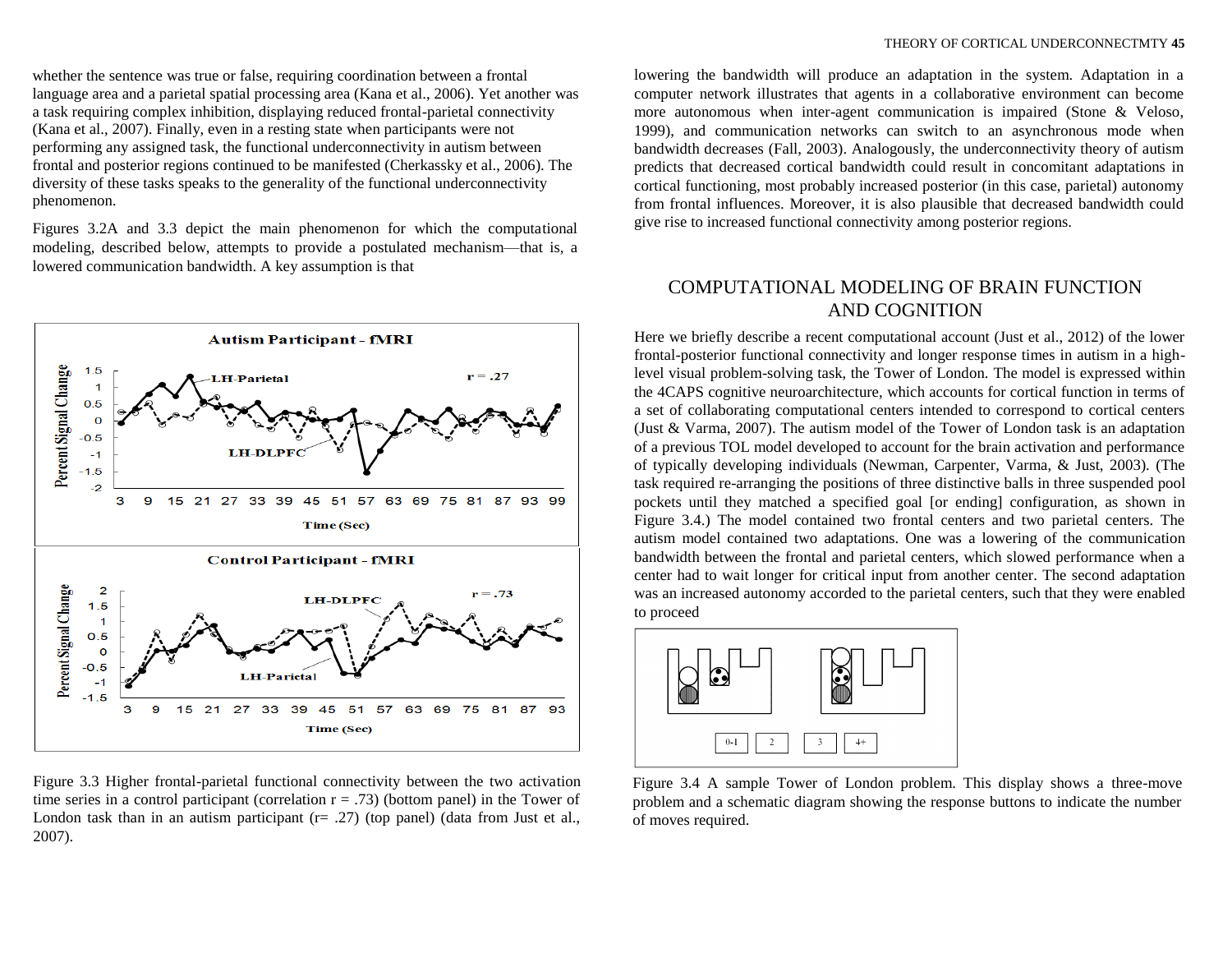whether the sentence was true or false, requiring coordination between a frontal language area and a parietal spatial processing area (Kana et al., 2006). Yet another was a task requiring complex inhibition, displaying reduced frontal-parietal connectivity (Kana et al., 2007). Finally, even in a resting state when participants were not performing any assigned task, the functional underconnectivity in autism between frontal and posterior regions continued to be manifested (Cherkassky et al., 2006). The diversity of these tasks speaks to the generality of the functional underconnectivity phenomenon.

Figures 3.2A and 3.3 depict the main phenomenon for which the computational modeling, described below, attempts to provide a postulated mechanism—that is, a lowered communication bandwidth. A key assumption is that lowering the bandwidth will produce an adaptation in the system. Adaptation in a computer network illustrates that agents in a collaborative environment can become more autonomous when inter-agent communication is impaired (Stone & Veloso, 1999), and communication networks can switch to an asynchronous mode when bandwidth decreases (Fall, 2003). Analogously, the underconnectivity theory of autism predicts that decreased cortical bandwidth could result in concomitant adaptations in cortical functioning, most probably increased posterior (in this case, parietal) autonomy from frontal influences. Moreover, it is also plausible that decreased bandwidth could give rise to increased functional connectivity among posterior regions.

Figure 3.3 Higher frontal-parietal functional connectivity between the two activation time series in a control participant (correlation r = .73) (bottom panel) in the Tower of London task than in an autism participant (r= .27) (top panel) (data from Just et al., 2007).

## COMPUTATIONAL MODELING OF BRAIN FUNCTION AND COGNITION

Here we briefly describe a recent computational account (Just et al., 2012) of the lower frontal-posterior functional connectivity and longer response times in autism in a high-level visual problem-solving task, the Tower of London. The model is expressed within the 4CAPS cognitive neuroarchitecture, which accounts for cortical function in terms of a set of collaborating computational centers intended to correspond to cortical centers (Just & Varma, 2007). The autism model of the Tower of London task is an adaptation of a previous TOL model developed to account for the brain activation and performance of typically developing individuals (Newman, Carpenter, Varma, & Just, 2003). (The task required re-arranging the positions of three distinctive balls in three suspended pool pockets until they matched a specified goal [or ending] configuration, as shown in Figure 3.4.) The model contained two frontal centers and two parietal centers. The autism model contained two adaptations. One was a lowering of the communication bandwidth between the frontal and parietal centers, which slowed performance when a center had to wait longer for critical input from another center. The second adaptation was an increased autonomy accorded to the parietal centers, such that they were enabled to proceed

Figure 3.4 A sample Tower of London problem. This display shows a three-move problem and a schematic diagram showing the response buttons to indicate the number of moves required.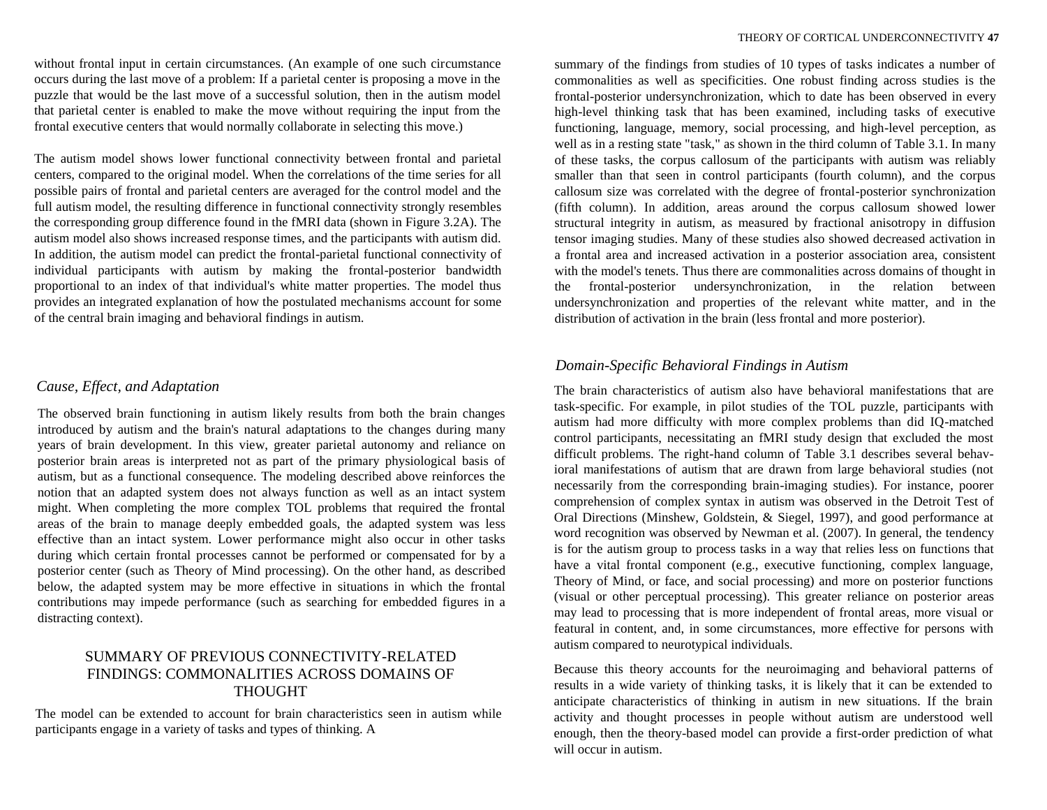without frontal input in certain circumstances. (An example of one such circumstance occurs during the last move of a problem: If a parietal center is proposing a move in the puzzle that would be the last move of a successful solution, then in the autism model that parietal center is enabled to make the move without requiring the input from the frontal executive centers that would normally collaborate in selecting this move.)

The autism model shows lower functional connectivity between frontal and parietal centers, compared to the original model. When the correlations of the time series for all possible pairs of frontal and parietal centers are averaged for the control model and the full autism model, the resulting difference in functional connectivity strongly resembles the corresponding group difference found in the fMRI data (shown in Figure 3.2A). The autism model also shows increased response times, and the participants with autism did. In addition, the autism model can predict the frontal-parietal functional connectivity of individual participants with autism by making the frontal-posterior bandwidth proportional to an index of that individual's white matter properties. The model thus provides an integrated explanation of how the postulated mechanisms account for some of the central brain imaging and behavioral findings in autism.

### *Cause, Effect, and Adaptation*

The observed brain functioning in autism likely results from both the brain changes introduced by autism and the brain's natural adaptations to the changes during many years of brain development. In this view, greater parietal autonomy and reliance on posterior brain areas is interpreted not as part of the primary physiological basis of autism, but as a functional consequence. The modeling described above reinforces the notion that an adapted system does not always function as well as an intact system might. When completing the more complex TOL problems that required the frontal areas of the brain to manage deeply embedded goals, the adapted system was less effective than an intact system. Lower performance might also occur in other tasks during which certain frontal processes cannot be performed or compensated for by a posterior center (such as Theory of Mind processing). On the other hand, as described below, the adapted system may be more effective in situations in which the frontal contributions may impede performance (such as searching for embedded figures in a distracting context).

## SUMMARY OF PREVIOUS CONNECTIVITY-RELATED FINDINGS: COMMONALITIES ACROSS DOMAINS OF THOUGHT

The model can be extended to account for brain characteristics seen in autism while participants engage in a variety of tasks and types of thinking. A summary of the findings from studies of 10 types of tasks indicates a number of commonalities as well as specificities. One robust finding across studies is the frontal-posterior undersynchronization, which to date has been observed in every high-level thinking task that has been examined, including tasks of executive functioning, language, memory, social processing, and high-level perception, as well as in a resting state "task," as shown in the third column of Table 3.1. In many of these tasks, the corpus callosum of the participants with autism was reliably smaller than that seen in control participants (fourth column), and the corpus callosum size was correlated with the degree of frontal-posterior synchronization (fifth column). In addition, areas around the corpus callosum showed lower structural integrity in autism, as measured by fractional anisotropy in diffusion tensor imaging studies. Many of these studies also showed decreased activation in a frontal area and increased activation in a posterior association area, consistent with the model's tenets. Thus there are commonalities across domains of thought in the frontal-posterior undersynchronization, in the relation between undersynchronization and properties of the relevant white matter, and in the distribution of activation in the brain (less frontal and more posterior).

### *Domain-Specific Behavioral Findings in Autism*

The brain characteristics of autism also have behavioral manifestations that are task-specific. For example, in pilot studies of the TOL puzzle, participants with autism had more difficulty with more complex problems than did IQ-matched control participants, necessitating an fMRI study design that excluded the most difficult problems. The right-hand column of Table 3.1 describes several behavioral manifestations of autism that are drawn from large behavioral studies (not necessarily from the corresponding brain-imaging studies). For instance, poorer comprehension of complex syntax in autism was observed in the Detroit Test of Oral Directions (Minshew, Goldstein, & Siegel, 1997), and good performance at word recognition was observed by Newman et al. (2007). In general, the tendency is for the autism group to process tasks in a way that relies less on functions that have a vital frontal component (e.g., executive functioning, complex language, Theory of Mind, or face, and social processing) and more on posterior functions (visual or other perceptual processing). This greater reliance on posterior areas may lead to processing that is more independent of frontal areas, more visual or featural in content, and, in some circumstances, more effective for persons with autism compared to neurotypical individuals.

Because this theory accounts for the neuroimaging and behavioral patterns of results in a wide variety of thinking tasks, it is likely that it can be extended to anticipate characteristics of thinking in autism in new situations. If the brain activity and thought processes in people without autism are understood well enough, then the theory-based model can provide a first-order prediction of what will occur in autism.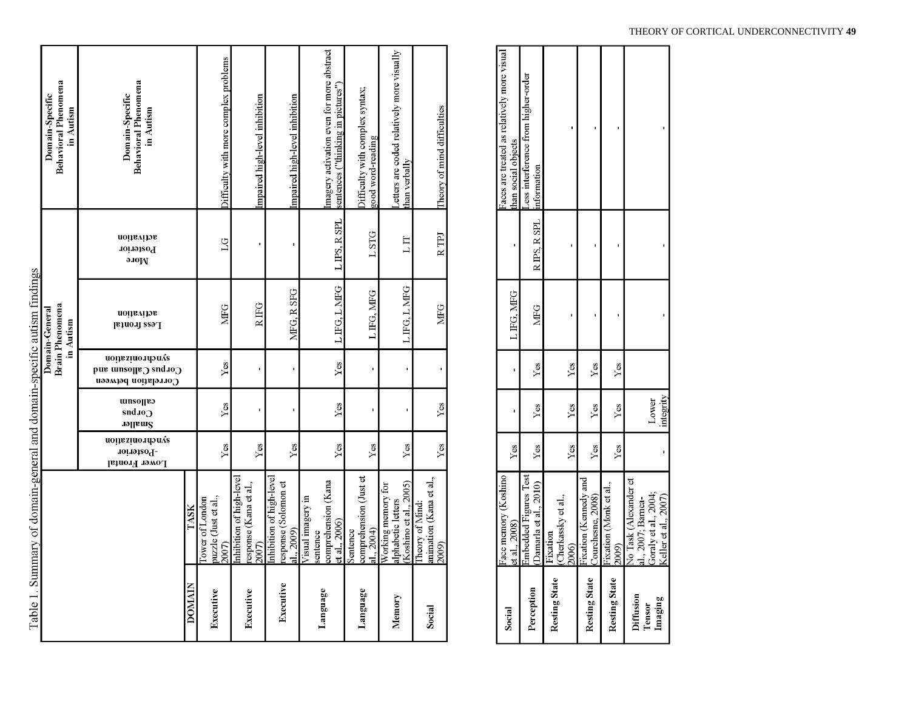Table 1. Summary of domain-general and domain-specific autism findings

| DOMAIN | TASK | Domain-General Brain Phenomena in Autism | | | | | Domain-Specific Behavioral Phenomena in Autism |
|---|---|---|---|---|---|---|---|
| | | Lower Frontal-Posterior synchronization | Smaller Corpus callosum | Correlation between Corpus Callosum and synchronization | Less frontal activation | More Posterior activation | Domain-Specific Behavioral Phenomena in Autism |
| Executive | Tower of London puzzle (Just et al., 2007) | Yes | Yes | Yes | MFG | LG | Difficulty with more complex problems |
| Executive | Inhibition of high-level response (Kana et al., 2007) | Yes | - | - | R IFG | - | Impaired high-level inhibition |
| Executive | Inhibition of high-level response (Solomon et al., 2009) | Yes | - | - | MFG, R SFG | - | Impaired high-level inhibition |
| Language | Visual imagery in sentence comprehension (Kana et al., 2006) | Yes | Yes | Yes | L IFG, L MFG | L IPS, R SPL | Imagery activation even for more abstract sentences ("thinking in pictures") |
| Language | Sentence comprehension (Just et al., 2004) | Yes | - | - | L IFG, MFG | L STG | Difficulty with complex syntax; good word-reading |
| Memory | Working memory for alphabetic letters (Koshino et al., 2005) | Yes | - | - | L IFG, L MFG | L IT | Letters are coded relatively more visually than verbally |
| Social | Theory of Mind: animation (Kana et al., 2009) | Yes | Yes | - | MFG | R TPJ | Theory of mind difficulties |
| Social | Face memory (Koshino et al., 2008) | Yes | - | - | L IFG, MFG | - | Faces are treated as relatively more visual than social objects |
| Perception | Embedded Figures Test (Damarla et al., 2010) | Yes | Yes | Yes | MFG | R IPS, R SPL | Less interference from higher-order information |
| Resting State | Fixation (Cherkassky et al., 2006) | Yes | Yes | Yes | - | - | - |
| Resting State | Fixation (Kennedy and Courchesne, 2008) | Yes | Yes | Yes | - | - | - |
| Resting State | Fixation (Monk et al., 2009) | Yes | Yes | Yes | - | - | - |
| Diffusion Tensor Imaging | No Task (Alexander et al., 2007; Barnea-Goraly et al., 2004; Keller et al., 2007) | - | Lower integrity | | - | - | - |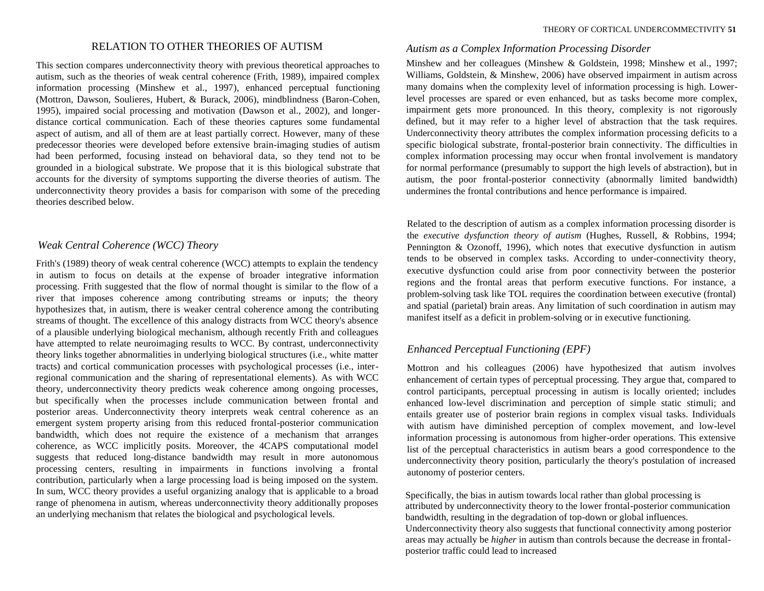## RELATION TO OTHER THEORIES OF AUTISM

This section compares underconnectivity theory with previous theoretical approaches to autism, such as the theories of weak central coherence (Frith, 1989), impaired complex information processing (Minshew et al., 1997), enhanced perceptual functioning (Mottron, Dawson, Soulieres, Hubert, & Burack, 2006), mindblindness (Baron-Cohen, 1995), impaired social processing and motivation (Dawson et al., 2002), and longer-distance cortical communication. Each of these theories captures some fundamental aspect of autism, and all of them are at least partially correct. However, many of these predecessor theories were developed before extensive brain-imaging studies of autism had been performed, focusing instead on behavioral data, so they tend not to be grounded in a biological substrate. We propose that it is this biological substrate that accounts for the diversity of symptoms supporting the diverse theories of autism. The underconnectivity theory provides a basis for comparison with some of the preceding theories described below.

### *Weak Central Coherence (WCC) Theory*

Frith's (1989) theory of weak central coherence (WCC) attempts to explain the tendency in autism to focus on details at the expense of broader integrative information processing. Frith suggested that the flow of normal thought is similar to the flow of a river that imposes coherence among contributing streams or inputs; the theory hypothesizes that, in autism, there is weaker central coherence among the contributing streams of thought. The excellence of this analogy distracts from WCC theory's absence of a plausible underlying biological mechanism, although recently Frith and colleagues have attempted to relate neuroimaging results to WCC. By contrast, underconnectivity theory links together abnormalities in underlying biological structures (i.e., white matter tracts) and cortical communication processes with psychological processes (i.e., inter-regional communication and the sharing of representational elements). As with WCC theory, underconnectivity theory predicts weak coherence among ongoing processes, but specifically when the processes include communication between frontal and posterior areas. Underconnectivity theory interprets weak central coherence as an emergent system property arising from this reduced frontal-posterior communication bandwidth, which does not require the existence of a mechanism that arranges coherence, as WCC implicitly posits. Moreover, the 4CAPS computational model suggests that reduced long-distance bandwidth may result in more autonomous processing centers, resulting in impairments in functions involving a frontal contribution, particularly when a large processing load is being imposed on the system. In sum, WCC theory provides a useful organizing analogy that is applicable to a broad range of phenomena in autism, whereas underconnectivity theory additionally proposes an underlying mechanism that relates the biological and psychological levels.

### *Autism as a Complex Information Processing Disorder*

Minshew and her colleagues (Minshew & Goldstein, 1998; Minshew et al., 1997; Williams, Goldstein, & Minshew, 2006) have observed impairment in autism across many domains when the complexity level of information processing is high. Lower-level processes are spared or even enhanced, but as tasks become more complex, impairment gets more pronounced. In this theory, complexity is not rigorously defined, but it may refer to a higher level of abstraction that the task requires. Underconnectivity theory attributes the complex information processing deficits to a specific biological substrate, frontal-posterior brain connectivity. The difficulties in complex information processing may occur when frontal involvement is mandatory for normal performance (presumably to support the high levels of abstraction), but in autism, the poor frontal-posterior connectivity (abnormally limited bandwidth) undermines the frontal contributions and hence performance is impaired.

Related to the description of autism as a complex information processing disorder is the *executive dysfunction theory of autism* (Hughes, Russell, & Robbins, 1994; Pennington & Ozonoff, 1996), which notes that executive dysfunction in autism tends to be observed in complex tasks. According to under-connectivity theory, executive dysfunction could arise from poor connectivity between the posterior regions and the frontal areas that perform executive functions. For instance, a problem-solving task like TOL requires the coordination between executive (frontal) and spatial (parietal) brain areas. Any limitation of such coordination in autism may manifest itself as a deficit in problem-solving or in executive functioning.

### *Enhanced Perceptual Functioning (EPF)*

Mottron and his colleagues (2006) have hypothesized that autism involves enhancement of certain types of perceptual processing. They argue that, compared to control participants, perceptual processing in autism is locally oriented; includes enhanced low-level discrimination and perception of simple static stimuli; and entails greater use of posterior brain regions in complex visual tasks. Individuals with autism have diminished perception of complex movement, and low-level information processing is autonomous from higher-order operations. This extensive list of the perceptual characteristics in autism bears a good correspondence to the underconnectivity theory position, particularly the theory's postulation of increased autonomy of posterior centers.

Specifically, the bias in autism towards local rather than global processing is attributed by underconnectivity theory to the lower frontal-posterior communication bandwidth, resulting in the degradation of top-down or global influences. Underconnectivity theory also suggests that functional connectivity among posterior areas may actually be *higher* in autism than controls because the decrease in frontal-posterior traffic could lead to increased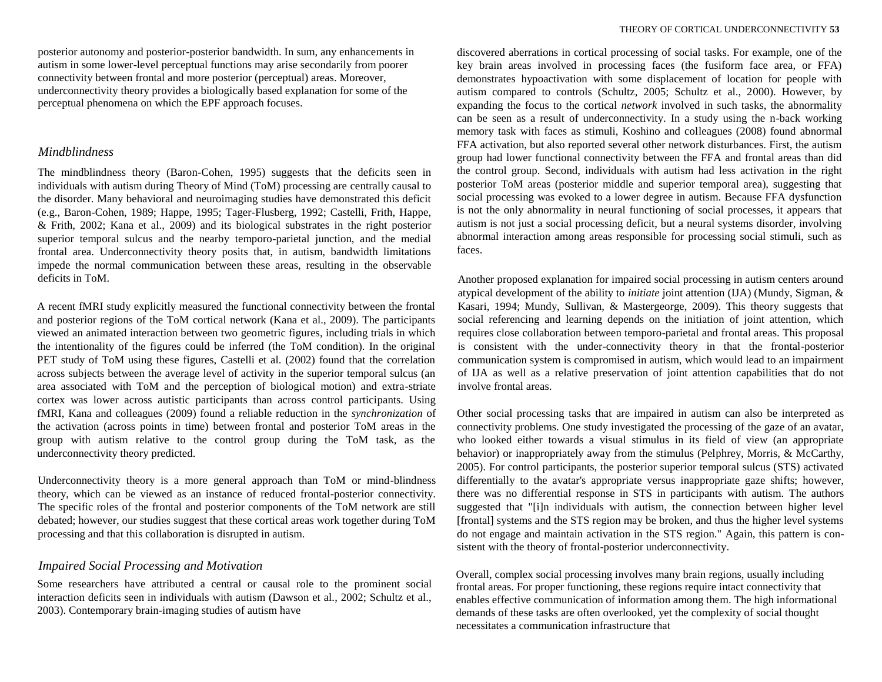posterior autonomy and posterior-posterior bandwidth. In sum, any enhancements in autism in some lower-level perceptual functions may arise secondarily from poorer connectivity between frontal and more posterior (perceptual) areas. Moreover, underconnectivity theory provides a biologically based explanation for some of the perceptual phenomena on which the EPF approach focuses.

### *Mindblindness*

The mindblindness theory (Baron-Cohen, 1995) suggests that the deficits seen in individuals with autism during Theory of Mind (ToM) processing are centrally causal to the disorder. Many behavioral and neuroimaging studies have demonstrated this deficit (e.g., Baron-Cohen, 1989; Happe, 1995; Tager-Flusberg, 1992; Castelli, Frith, Happe, & Frith, 2002; Kana et al., 2009) and its biological substrates in the right posterior superior temporal sulcus and the nearby temporo-parietal junction, and the medial frontal area. Underconnectivity theory posits that, in autism, bandwidth limitations impede the normal communication between these areas, resulting in the observable deficits in ToM.

A recent fMRI study explicitly measured the functional connectivity between the frontal and posterior regions of the ToM cortical network (Kana et al., 2009). The participants viewed an animated interaction between two geometric figures, including trials in which the intentionality of the figures could be inferred (the ToM condition). In the original PET study of ToM using these figures, Castelli et al. (2002) found that the correlation across subjects between the average level of activity in the superior temporal sulcus (an area associated with ToM and the perception of biological motion) and extra-striate cortex was lower across autistic participants than across control participants. Using fMRI, Kana and colleagues (2009) found a reliable reduction in the *synchronization* of the activation (across points in time) between frontal and posterior ToM areas in the group with autism relative to the control group during the ToM task, as the underconnectivity theory predicted.

Underconnectivity theory is a more general approach than ToM or mind-blindness theory, which can be viewed as an instance of reduced frontal-posterior connectivity. The specific roles of the frontal and posterior components of the ToM network are still debated; however, our studies suggest that these cortical areas work together during ToM processing and that this collaboration is disrupted in autism.

### *Impaired Social Processing and Motivation*

Some researchers have attributed a central or causal role to the prominent social interaction deficits seen in individuals with autism (Dawson et al., 2002; Schultz et al., 2003). Contemporary brain-imaging studies of autism have discovered aberrations in cortical processing of social tasks. For example, one of the key brain areas involved in processing faces (the fusiform face area, or FFA) demonstrates hypoactivation with some displacement of location for people with autism compared to controls (Schultz, 2005; Schultz et al., 2000). However, by expanding the focus to the cortical *network* involved in such tasks, the abnormality can be seen as a result of underconnectivity. In a study using the n-back working memory task with faces as stimuli, Koshino and colleagues (2008) found abnormal FFA activation, but also reported several other network disturbances. First, the autism group had lower functional connectivity between the FFA and frontal areas than did the control group. Second, individuals with autism had less activation in the right posterior ToM areas (posterior middle and superior temporal area), suggesting that social processing was evoked to a lower degree in autism. Because FFA dysfunction is not the only abnormality in neural functioning of social processes, it appears that autism is not just a social processing deficit, but a neural systems disorder, involving abnormal interaction among areas responsible for processing social stimuli, such as faces.

Another proposed explanation for impaired social processing in autism centers around atypical development of the ability to *initiate* joint attention (IJA) (Mundy, Sigman, & Kasari, 1994; Mundy, Sullivan, & Mastergeorge, 2009). This theory suggests that social referencing and learning depends on the initiation of joint attention, which requires close collaboration between temporo-parietal and frontal areas. This proposal is consistent with the under-connectivity theory in that the frontal-posterior communication system is compromised in autism, which would lead to an impairment of IJA as well as a relative preservation of joint attention capabilities that do not involve frontal areas.

Other social processing tasks that are impaired in autism can also be interpreted as connectivity problems. One study investigated the processing of the gaze of an avatar, who looked either towards a visual stimulus in its field of view (an appropriate behavior) or inappropriately away from the stimulus (Pelphrey, Morris, & McCarthy, 2005). For control participants, the posterior superior temporal sulcus (STS) activated differentially to the avatar's appropriate versus inappropriate gaze shifts; however, there was no differential response in STS in participants with autism. The authors suggested that "[i]n individuals with autism, the connection between higher level [frontal] systems and the STS region may be broken, and thus the higher level systems do not engage and maintain activation in the STS region." Again, this pattern is consistent with the theory of frontal-posterior underconnectivity.

Overall, complex social processing involves many brain regions, usually including frontal areas. For proper functioning, these regions require intact connectivity that enables effective communication of information among them. The high informational demands of these tasks are often overlooked, yet the complexity of social thought necessitates a communication infrastructure that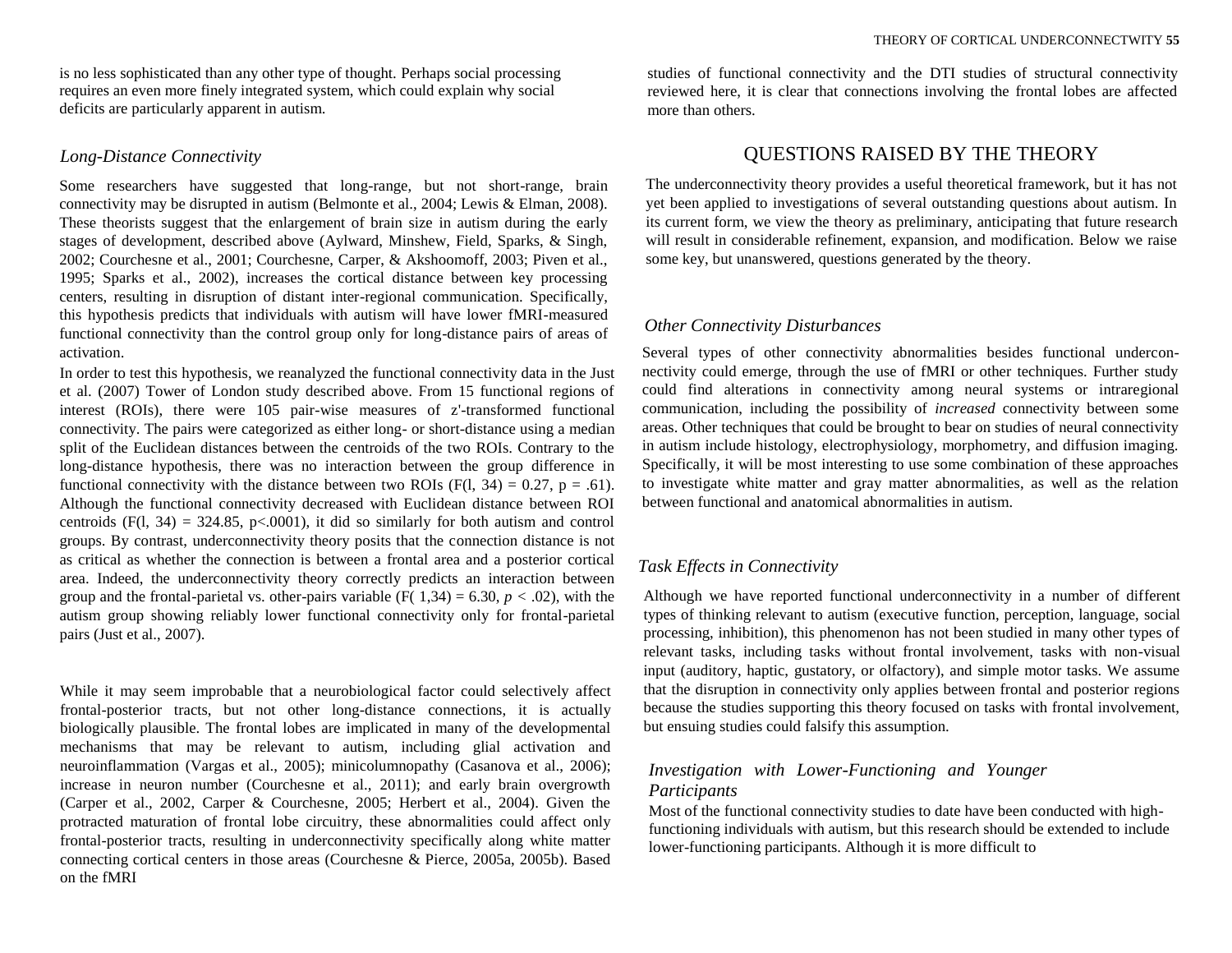is no less sophisticated than any other type of thought. Perhaps social processing requires an even more finely integrated system, which could explain why social deficits are particularly apparent in autism.

### *Long-Distance Connectivity*

Some researchers have suggested that long-range, but not short-range, brain connectivity may be disrupted in autism (Belmonte et al., 2004; Lewis & Elman, 2008). These theorists suggest that the enlargement of brain size in autism during the early stages of development, described above (Aylward, Minshew, Field, Sparks, & Singh, 2002; Courchesne et al., 2001; Courchesne, Carper, & Akshoomoff, 2003; Piven et al., 1995; Sparks et al., 2002), increases the cortical distance between key processing centers, resulting in disruption of distant inter-regional communication. Specifically, this hypothesis predicts that individuals with autism will have lower fMRI-measured functional connectivity than the control group only for long-distance pairs of areas of activation.

In order to test this hypothesis, we reanalyzed the functional connectivity data in the Just et al. (2007) Tower of London study described above. From 15 functional regions of interest (ROIs), there were 105 pair-wise measures of z'-transformed functional connectivity. The pairs were categorized as either long- or short-distance using a median split of the Euclidean distances between the centroids of the two ROIs. Contrary to the long-distance hypothesis, there was no interaction between the group difference in functional connectivity with the distance between two ROIs ($F(1, 34) = 0.27$, $p = .61$). Although the functional connectivity decreased with Euclidean distance between ROI centroids ($F(1, 34) = 324.85$, $p<.0001$), it did so similarly for both autism and control groups. By contrast, underconnectivity theory posits that the connection distance is not as critical as whether the connection is between a frontal area and a posterior cortical area. Indeed, the underconnectivity theory correctly predicts an interaction between group and the frontal-parietal vs. other-pairs variable ($F(1,34) = 6.30$, $p < .02$), with the autism group showing reliably lower functional connectivity only for frontal-parietal pairs (Just et al., 2007).

While it may seem improbable that a neurobiological factor could selectively affect frontal-posterior tracts, but not other long-distance connections, it is actually biologically plausible. The frontal lobes are implicated in many of the developmental mechanisms that may be relevant to autism, including glial activation and neuroinflammation (Vargas et al., 2005); minicolumnopathy (Casanova et al., 2006); increase in neuron number (Courchesne et al., 2011); and early brain overgrowth (Carper et al., 2002, Carper & Courchesne, 2005; Herbert et al., 2004). Given the protracted maturation of frontal lobe circuitry, these abnormalities could affect only frontal-posterior tracts, resulting in underconnectivity specifically along white matter connecting cortical centers in those areas (Courchesne & Pierce, 2005a, 2005b). Based on the fMRI studies of functional connectivity and the DTI studies of structural connectivity reviewed here, it is clear that connections involving the frontal lobes are affected more than others.

## QUESTIONS RAISED BY THE THEORY

The underconnectivity theory provides a useful theoretical framework, but it has not yet been applied to investigations of several outstanding questions about autism. In its current form, we view the theory as preliminary, anticipating that future research will result in considerable refinement, expansion, and modification. Below we raise some key, but unanswered, questions generated by the theory.

### *Other Connectivity Disturbances*

Several types of other connectivity abnormalities besides functional underconnectivity could emerge, through the use of fMRI or other techniques. Further study could find alterations in connectivity among neural systems or intraregional communication, including the possibility of *increased* connectivity between some areas. Other techniques that could be brought to bear on studies of neural connectivity in autism include histology, electrophysiology, morphometry, and diffusion imaging. Specifically, it will be most interesting to use some combination of these approaches to investigate white matter and gray matter abnormalities, as well as the relation between functional and anatomical abnormalities in autism.

### *Task Effects in Connectivity*

Although we have reported functional underconnectivity in a number of different types of thinking relevant to autism (executive function, perception, language, social processing, inhibition), this phenomenon has not been studied in many other types of relevant tasks, including tasks without frontal involvement, tasks with non-visual input (auditory, haptic, gustatory, or olfactory), and simple motor tasks. We assume that the disruption in connectivity only applies between frontal and posterior regions because the studies supporting this theory focused on tasks with frontal involvement, but ensuing studies could falsify this assumption.

### *Investigation with Lower-Functioning and Younger Participants*

Most of the functional connectivity studies to date have been conducted with high-functioning individuals with autism, but this research should be extended to include lower-functioning participants. Although it is more difficult to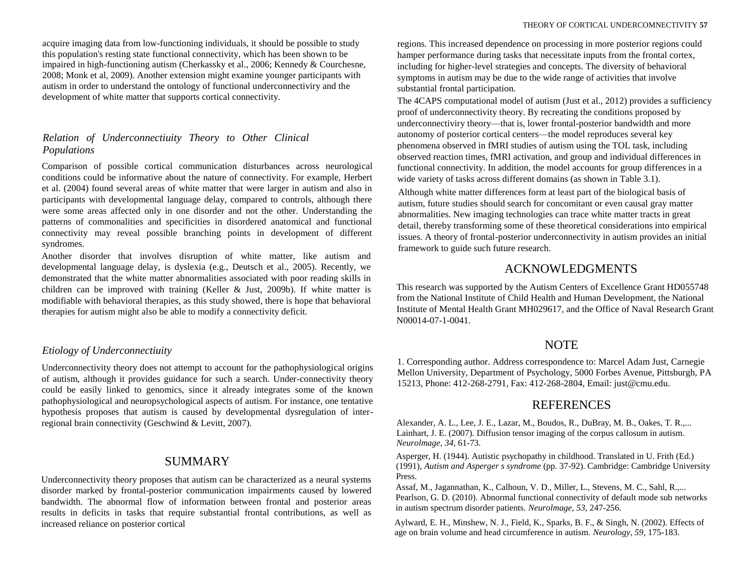acquire imaging data from low-functioning individuals, it should be possible to study this population's resting state functional connectivity, which has been shown to be impaired in high-functioning autism (Cherkassky et al., 2006; Kennedy & Courchesne, 2008; Monk et al, 2009). Another extension might examine younger participants with autism in order to understand the ontology of functional underconnectiviry and the development of white matter that supports cortical connectivity.

### *Relation of Underconnectiuity Theory to Other Clinical Populations*

Comparison of possible cortical communication disturbances across neurological conditions could be informative about the nature of connectivity. For example, Herbert et al. (2004) found several areas of white matter that were larger in autism and also in participants with developmental language delay, compared to controls, although there were some areas affected only in one disorder and not the other. Understanding the patterns of commonalities and specificities in disordered anatomical and functional connectivity may reveal possible branching points in development of different syndromes.

Another disorder that involves disruption of white matter, like autism and developmental language delay, is dyslexia (e.g., Deutsch et al., 2005). Recently, we demonstrated that the white matter abnormalities associated with poor reading skills in children can be improved with training (Keller & Just, 2009b). If white matter is modifiable with behavioral therapies, as this study showed, there is hope that behavioral therapies for autism might also be able to modify a connectivity deficit.

### *Etiology of Underconnectiuity*

Underconnectivity theory does not attempt to account for the pathophysiological origins of autism, although it provides guidance for such a search. Under-connectivity theory could be easily linked to genomics, since it already integrates some of the known pathophysiological and neuropsychological aspects of autism. For instance, one tentative hypothesis proposes that autism is caused by developmental dysregulation of inter-regional brain connectivity (Geschwind & Levitt, 2007).

## SUMMARY

Underconnectivity theory proposes that autism can be characterized as a neural systems disorder marked by frontal-posterior communication impairments caused by lowered bandwidth. The abnormal flow of information between frontal and posterior areas results in deficits in tasks that require substantial frontal contributions, as well as increased reliance on posterior cortical regions. This increased dependence on processing in more posterior regions could hamper performance during tasks that necessitate inputs from the frontal cortex, including for higher-level strategies and concepts. The diversity of behavioral symptoms in autism may be due to the wide range of activities that involve substantial frontal participation.

The 4CAPS computational model of autism (Just et al., 2012) provides a sufficiency proof of underconnectivity theory. By recreating the conditions proposed by underconnectiviry theory—that is, lower frontal-posterior bandwidth and more autonomy of posterior cortical centers—the model reproduces several key phenomena observed in fMRI studies of autism using the TOL task, including observed reaction times, fMRI activation, and group and individual differences in functional connectivity. In addition, the model accounts for group differences in a wide variety of tasks across different domains (as shown in Table 3.1).

Although white matter differences form at least part of the biological basis of autism, future studies should search for concomitant or even causal gray matter abnormalities. New imaging technologies can trace white matter tracts in great detail, thereby transforming some of these theoretical considerations into empirical issues. A theory of frontal-posterior underconnectivity in autism provides an initial framework to guide such future research.

## ACKNOWLEDGMENTS

This research was supported by the Autism Centers of Excellence Grant HD055748 from the National Institute of Child Health and Human Development, the National Institute of Mental Health Grant MH029617, and the Office of Naval Research Grant N00014-07-1-0041.

## NOTE

1. Corresponding author. Address correspondence to: Marcel Adam Just, Carnegie Mellon University, Department of Psychology, 5000 Forbes Avenue, Pittsburgh, PA 15213, Phone: 412-268-2791, Fax: 412-268-2804, Email: just@cmu.edu.

## REFERENCES

Alexander, A. L., Lee, J. E., Lazar, M., Boudos, R., DuBray, M. B., Oakes, T. R.,... Lainhart, J. E. (2007). Diffusion tensor imaging of the corpus callosum in autism. *Neurolmage, 34*, 61-73.

Asperger, H. (1944). Autistic psychopathy in childhood. Translated in U. Frith (Ed.) (1991), *Autism and Asperger s syndrome* (pp. 37-92). Cambridge: Cambridge University Press.

Assaf, M., Jagannathan, K., Calhoun, V. D., Miller, L., Stevens, M. C., Sahl, R.,... Pearlson, G. D. (2010). Abnormal functional connectivity of default mode sub networks in autism spectrum disorder patients. *Neurolmage, 53*, 247-256.

Aylward, E. H., Minshew, N. J., Field, K., Sparks, B. F., & Singh, N. (2002). Effects of age on brain volume and head circumference in autism. *Neurology, 59*, 175-183.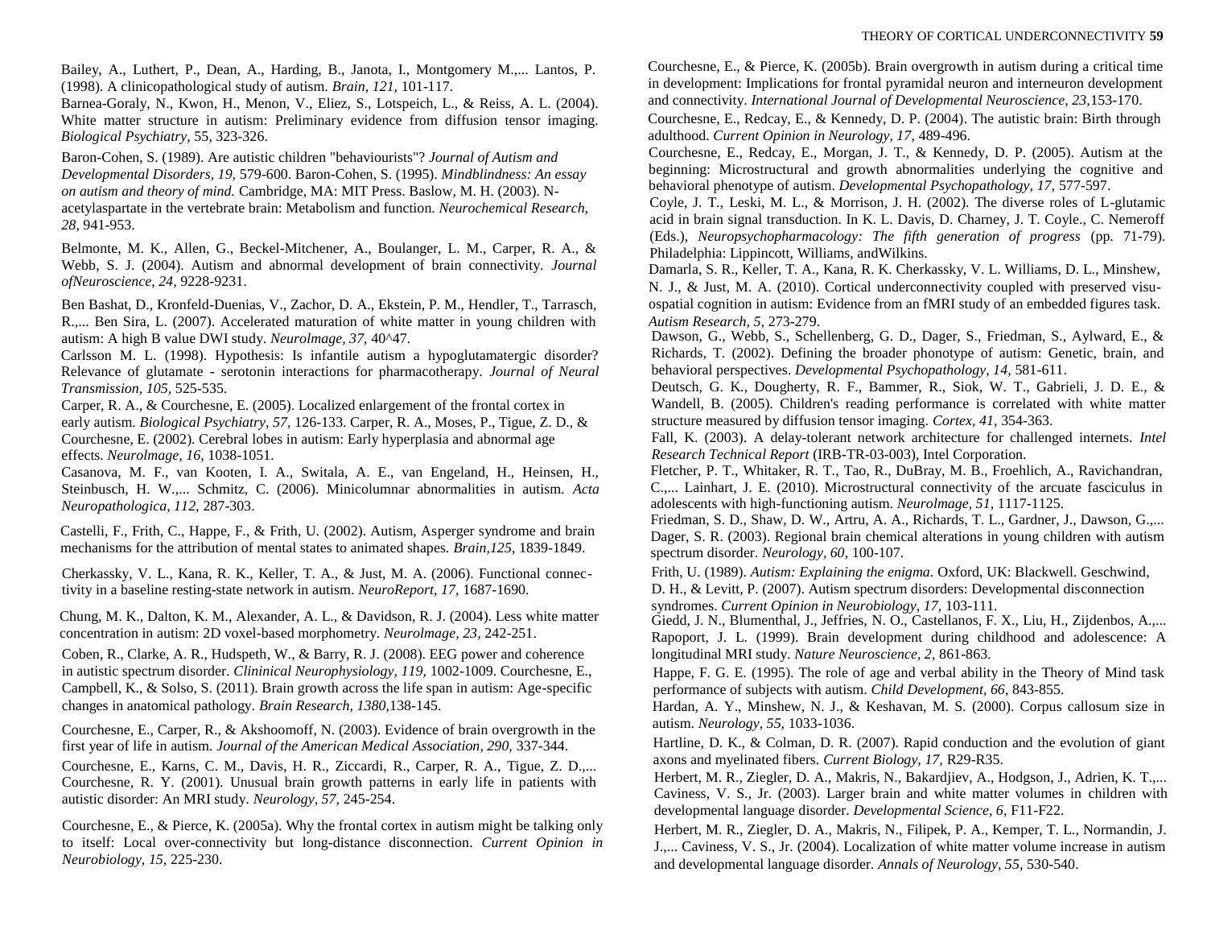Bailey, A., Luthert, P., Dean, A., Harding, B., Janota, I., Montgomery M.,... Lantos, P. (1998). A clinicopathological study of autism. *Brain, 121,* 101-117.

Barnea-Goraly, N., Kwon, H., Menon, V., Eliez, S., Lotspeich, L., & Reiss, A. L. (2004). White matter structure in autism: Preliminary evidence from diffusion tensor imaging. *Biological Psychiatry,* 55, 323-326.

Baron-Cohen, S. (1989). Are autistic children "behaviourists"? *Journal of Autism and Developmental Disorders, 19,* 579-600. Baron-Cohen, S. (1995). *Mindblindness: An essay on autism and theory of mind.* Cambridge, MA: MIT Press. Baslow, M. H. (2003). N-acetylaspartate in the vertebrate brain: Metabolism and function. *Neurochemical Research, 28,* 941-953.

Belmonte, M. K., Allen, G., Beckel-Mitchener, A., Boulanger, L. M., Carper, R. A., & Webb, S. J. (2004). Autism and abnormal development of brain connectivity. *Journal ofNeuroscience, 24,* 9228-9231.

Ben Bashat, D., Kronfeld-Duenias, V., Zachor, D. A., Ekstein, P. M., Hendler, T., Tarrasch, R.,... Ben Sira, L. (2007). Accelerated maturation of white matter in young children with autism: A high B value DWI study. *Neurolmage, 37,* 40^47.

Carlsson M. L. (1998). Hypothesis: Is infantile autism a hypoglutamatergic disorder? Relevance of glutamate - serotonin interactions for pharmacotherapy. *Journal of Neural Transmission, 105,* 525-535.

Carper, R. A., & Courchesne, E. (2005). Localized enlargement of the frontal cortex in early autism. *Biological Psychiatry, 57,* 126-133. Carper, R. A., Moses, P., Tigue, Z. D., & Courchesne, E. (2002). Cerebral lobes in autism: Early hyperplasia and abnormal age effects. *Neurolmage, 16,* 1038-1051.

Casanova, M. F., van Kooten, I. A., Switala, A. E., van Engeland, H., Heinsen, H., Steinbusch, H. W.,... Schmitz, C. (2006). Minicolumnar abnormalities in autism. *Acta Neuropathologica, 112,* 287-303.

Castelli, F., Frith, C., Happe, F., & Frith, U. (2002). Autism, Asperger syndrome and brain mechanisms for the attribution of mental states to animated shapes. *Brain,125,* 1839-1849.

Cherkassky, V. L., Kana, R. K., Keller, T. A., & Just, M. A. (2006). Functional connectivity in a baseline resting-state network in autism. *NeuroReport, 17,* 1687-1690.

Chung, M. K., Dalton, K. M., Alexander, A. L., & Davidson, R. J. (2004). Less white matter concentration in autism: 2D voxel-based morphometry. *Neurolmage, 23,* 242-251.

Coben, R., Clarke, A. R., Hudspeth, W., & Barry, R. J. (2008). EEG power and coherence in autistic spectrum disorder. *Clininical Neurophysiology, 119,* 1002-1009. Courchesne, E., Campbell, K., & Solso, S. (2011). Brain growth across the life span in autism: Age-specific changes in anatomical pathology. *Brain Research, 1380,*138-145.

Courchesne, E., Carper, R., & Akshoomoff, N. (2003). Evidence of brain overgrowth in the first year of life in autism. *Journal of the American Medical Association, 290,* 337-344.

Courchesne, E., Karns, C. M., Davis, H. R., Ziccardi, R., Carper, R. A., Tigue, Z. D.,... Courchesne, R. Y. (2001). Unusual brain growth patterns in early life in patients with autistic disorder: An MRI study. *Neurology, 57,* 245-254.

Courchesne, E., & Pierce, K. (2005a). Why the frontal cortex in autism might be talking only to itself: Local over-connectivity but long-distance disconnection. *Current Opinion in Neurobiology, 15,* 225-230.

Courchesne, E., & Pierce, K. (2005b). Brain overgrowth in autism during a critical time in development: Implications for frontal pyramidal neuron and interneuron development and connectivity. *International Journal of Developmental Neuroscience, 23,*153-170.

Courchesne, E., Redcay, E., & Kennedy, D. P. (2004). The autistic brain: Birth through adulthood. *Current Opinion in Neurology, 17,* 489-496.

Courchesne, E., Redcay, E., Morgan, J. T., & Kennedy, D. P. (2005). Autism at the beginning: Microstructural and growth abnormalities underlying the cognitive and behavioral phenotype of autism. *Developmental Psychopathology, 17,* 577-597.

Coyle, J. T., Leski, M. L., & Morrison, J. H. (2002). The diverse roles of L-glutamic acid in brain signal transduction. In K. L. Davis, D. Charney, J. T. Coyle., C. Nemeroff (Eds.), *Neuropsychopharmacology: The fifth generation of progress* (pp. 71-79). Philadelphia: Lippincott, Williams, andWilkins.

Damarla, S. R., Keller, T. A., Kana, R. K. Cherkassky, V. L. Williams, D. L., Minshew, N. J., & Just, M. A. (2010). Cortical underconnectivity coupled with preserved visuospatial cognition in autism: Evidence from an fMRI study of an embedded figures task. *Autism Research, 5,* 273-279.

Dawson, G., Webb, S., Schellenberg, G. D., Dager, S., Friedman, S., Aylward, E., & Richards, T. (2002). Defining the broader phonotype of autism: Genetic, brain, and behavioral perspectives. *Developmental Psychopathology, 14,* 581-611.

Deutsch, G. K., Dougherty, R. F., Bammer, R., Siok, W. T., Gabrieli, J. D. E., & Wandell, B. (2005). Children's reading performance is correlated with white matter structure measured by diffusion tensor imaging. *Cortex, 41,* 354-363.

Fall, K. (2003). A delay-tolerant network architecture for challenged internets. *Intel Research Technical Report* (IRB-TR-03-003), Intel Corporation.

Fletcher, P. T., Whitaker, R. T., Tao, R., DuBray, M. B., Froehlich, A., Ravichandran, C.,... Lainhart, J. E. (2010). Microstructural connectivity of the arcuate fasciculus in adolescents with high-functioning autism. *Neurolmage, 51,* 1117-1125.

Friedman, S. D., Shaw, D. W., Artru, A. A., Richards, T. L., Gardner, J., Dawson, G.,... Dager, S. R. (2003). Regional brain chemical alterations in young children with autism spectrum disorder. *Neurology, 60,* 100-107.

Frith, U. (1989). *Autism: Explaining the enigma.* Oxford, UK: Blackwell. Geschwind, D. H., & Levitt, P. (2007). Autism spectrum disorders: Developmental disconnection syndromes. *Current Opinion in Neurobiology, 17,* 103-111.

Giedd, J. N., Blumenthal, J., Jeffries, N. O., Castellanos, F. X., Liu, H., Zijdenbos, A.,... Rapoport, J. L. (1999). Brain development during childhood and adolescence: A longitudinal MRI study. *Nature Neuroscience, 2,* 861-863.

Happe, F. G. E. (1995). The role of age and verbal ability in the Theory of Mind task performance of subjects with autism. *Child Development, 66,* 843-855.

Hardan, A. Y., Minshew, N. J., & Keshavan, M. S. (2000). Corpus callosum size in autism. *Neurology, 55,* 1033-1036.

Hartline, D. K., & Colman, D. R. (2007). Rapid conduction and the evolution of giant axons and myelinated fibers. *Current Biology, 17,* R29-R35.

Herbert, M. R., Ziegler, D. A., Makris, N., Bakardjiev, A., Hodgson, J., Adrien, K. T.,... Caviness, V. S., Jr. (2003). Larger brain and white matter volumes in children with developmental language disorder. *Developmental Science, 6,* F11-F22.

Herbert, M. R., Ziegler, D. A., Makris, N., Filipek, P. A., Kemper, T. L., Normandin, J. J.,... Caviness, V. S., Jr. (2004). Localization of white matter volume increase in autism and developmental language disorder. *Annals of Neurology, 55,* 530-540.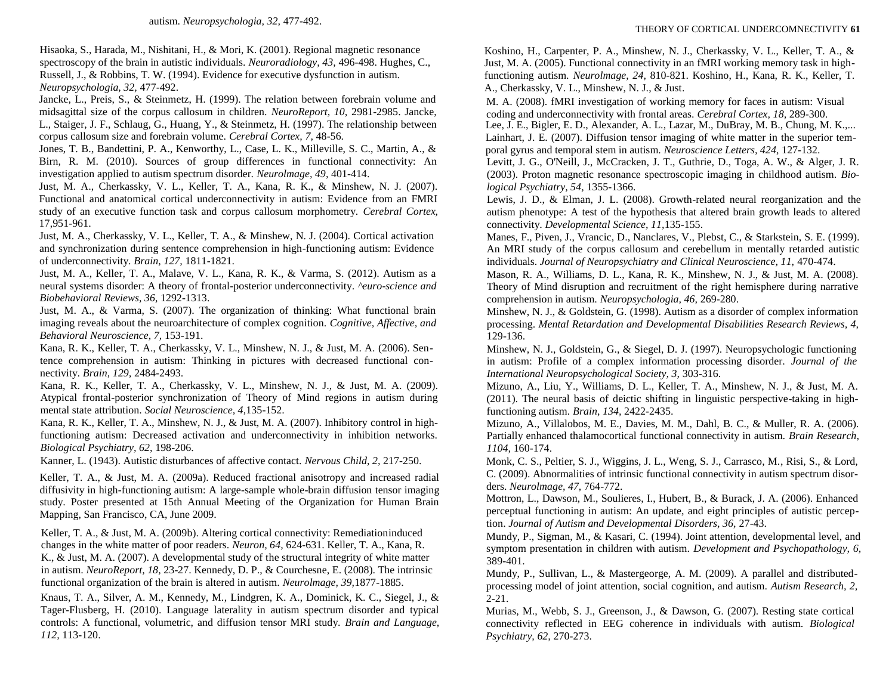autism. *Neuropsychologia, 32,* 477-492.

Hisaoka, S., Harada, M., Nishitani, H., & Mori, K. (2001). Regional magnetic resonance spectroscopy of the brain in autistic individuals. *Neuroradiology, 43,* 496-498. Hughes, C., Russell, J., & Robbins, T. W. (1994). Evidence for executive dysfunction in autism. *Neuropsychologia, 32,* 477-492.

Jancke, L., Preis, S., & Steinmetz, H. (1999). The relation between forebrain volume and midsagittal size of the corpus callosum in children. *NeuroReport, 10,* 2981-2985. Jancke, L., Staiger, J. F., Schlaug, G., Huang, Y., & Steinmetz, H. (1997). The relationship between corpus callosum size and forebrain volume. *Cerebral Cortex, 7,* 48-56.

Jones, T. B., Bandettini, P. A., Kenworthy, L., Case, L. K., Milleville, S. C., Martin, A., & Birn, R. M. (2010). Sources of group differences in functional connectivity: An investigation applied to autism spectrum disorder. *NeuroImage, 49,* 401-414.

Just, M. A., Cherkassky, V. L., Keller, T. A., Kana, R. K., & Minshew, N. J. (2007). Functional and anatomical cortical underconnectivity in autism: Evidence from an FMRI study of an executive function task and corpus callosum morphometry. *Cerebral Cortex,* 17,951-961.

Just, M. A., Cherkassky, V. L., Keller, T. A., & Minshew, N. J. (2004). Cortical activation and synchronization during sentence comprehension in high-functioning autism: Evidence of underconnectivity. *Brain, 127,* 1811-1821.

Just, M. A., Keller, T. A., Malave, V. L., Kana, R. K., & Varma, S. (2012). Autism as a neural systems disorder: A theory of frontal-posterior underconnectivity. *^euro-science and Biobehavioral Reviews, 36,* 1292-1313.

Just, M. A., & Varma, S. (2007). The organization of thinking: What functional brain imaging reveals about the neuroarchitecture of complex cognition. *Cognitive, Affective, and Behavioral Neuroscience, 7,* 153-191.

Kana, R. K., Keller, T. A., Cherkassky, V. L., Minshew, N. J., & Just, M. A. (2006). Sentence comprehension in autism: Thinking in pictures with decreased functional connectivity. *Brain, 129,* 2484-2493.

Kana, R. K., Keller, T. A., Cherkassky, V. L., Minshew, N. J., & Just, M. A. (2009). Atypical frontal-posterior synchronization of Theory of Mind regions in autism during mental state attribution. *Social Neuroscience, 4,*135-152.

Kana, R. K., Keller, T. A., Minshew, N. J., & Just, M. A. (2007). Inhibitory control in high-functioning autism: Decreased activation and underconnectivity in inhibition networks. *Biological Psychiatry, 62,* 198-206.

Kanner, L. (1943). Autistic disturbances of affective contact. *Nervous Child, 2,* 217-250.

Keller, T. A., & Just, M. A. (2009a). Reduced fractional anisotropy and increased radial diffusivity in high-functioning autism: A large-sample whole-brain diffusion tensor imaging study. Poster presented at 15th Annual Meeting of the Organization for Human Brain Mapping, San Francisco, CA, June 2009.

Keller, T. A., & Just, M. A. (2009b). Altering cortical connectivity: Remediationinduced changes in the white matter of poor readers. *Neuron, 64,* 624-631. Keller, T. A., Kana, R. K., & Just, M. A. (2007). A developmental study of the structural integrity of white matter in autism. *NeuroReport, 18,* 23-27. Kennedy, D. P., & Courchesne, E. (2008). The intrinsic functional organization of the brain is altered in autism. *NeuroImage, 39,*1877-1885.

Knaus, T. A., Silver, A. M., Kennedy, M., Lindgren, K. A., Dominick, K. C., Siegel, J., & Tager-Flusberg, H. (2010). Language laterality in autism spectrum disorder and typical controls: A functional, volumetric, and diffusion tensor MRI study. *Brain and Language, 112,* 113-120.

Koshino, H., Carpenter, P. A., Minshew, N. J., Cherkassky, V. L., Keller, T. A., & Just, M. A. (2005). Functional connectivity in an fMRI working memory task in high-functioning autism. *NeuroImage, 24,* 810-821. Koshino, H., Kana, R. K., Keller, T. A., Cherkassky, V. L., Minshew, N. J., & Just.

M. A. (2008). fMRI investigation of working memory for faces in autism: Visual coding and underconnectivity with frontal areas. *Cerebral Cortex, 18,* 289-300.

Lee, J. E., Bigler, E. D., Alexander, A. L., Lazar, M., DuBray, M. B., Chung, M. K.,... Lainhart, J. E. (2007). Diffusion tensor imaging of white matter in the superior temporal gyrus and temporal stem in autism. *Neuroscience Letters, 424,* 127-132.

Levitt, J. G., O'Neill, J., McCracken, J. T., Guthrie, D., Toga, A. W., & Alger, J. R. (2003). Proton magnetic resonance spectroscopic imaging in childhood autism. *Biological Psychiatry, 54,* 1355-1366.

Lewis, J. D., & Elman, J. L. (2008). Growth-related neural reorganization and the autism phenotype: A test of the hypothesis that altered brain growth leads to altered connectivity. *Developmental Science, 11,*135-155.

Manes, F., Piven, J., Vrancic, D., Nanclares, V., Plebst, C., & Starkstein, S. E. (1999). An MRI study of the corpus callosum and cerebellum in mentally retarded autistic individuals. *Journal of Neuropsychiatry and Clinical Neuroscience, 11,* 470-474.

Mason, R. A., Williams, D. L., Kana, R. K., Minshew, N. J., & Just, M. A. (2008). Theory of Mind disruption and recruitment of the right hemisphere during narrative comprehension in autism. *Neuropsychologia, 46,* 269-280.

Minshew, N. J., & Goldstein, G. (1998). Autism as a disorder of complex information processing. *Mental Retardation and Developmental Disabilities Research Reviews, 4,* 129-136.

Minshew, N. J., Goldstein, G., & Siegel, D. J. (1997). Neuropsychologic functioning in autism: Profile of a complex information processing disorder. *Journal of the International Neuropsychological Society, 3,* 303-316.

Mizuno, A., Liu, Y., Williams, D. L., Keller, T. A., Minshew, N. J., & Just, M. A. (2011). The neural basis of deictic shifting in linguistic perspective-taking in high-functioning autism. *Brain, 134,* 2422-2435.

Mizuno, A., Villalobos, M. E., Davies, M. M., Dahl, B. C., & Muller, R. A. (2006). Partially enhanced thalamocortical functional connectivity in autism. *Brain Research, 1104,* 160-174.

Monk, C. S., Peltier, S. J., Wiggins, J. L., Weng, S. J., Carrasco, M., Risi, S., & Lord, C. (2009). Abnormalities of intrinsic functional connectivity in autism spectrum disorders. *NeuroImage, 47,* 764-772.

Mottron, L., Dawson, M., Soulieres, I., Hubert, B., & Burack, J. A. (2006). Enhanced perceptual functioning in autism: An update, and eight principles of autistic perception. *Journal of Autism and Developmental Disorders, 36,* 27-43.

Mundy, P., Sigman, M., & Kasari, C. (1994). Joint attention, developmental level, and symptom presentation in children with autism. *Development and Psychopathology, 6,* 389-401.

Mundy, P., Sullivan, L., & Mastergeorge, A. M. (2009). A parallel and distributed-processing model of joint attention, social cognition, and autism. *Autism Research, 2,* 2-21.

Murias, M., Webb, S. J., Greenson, J., & Dawson, G. (2007). Resting state cortical connectivity reflected in EEG coherence in individuals with autism. *Biological Psychiatry, 62,* 270-273.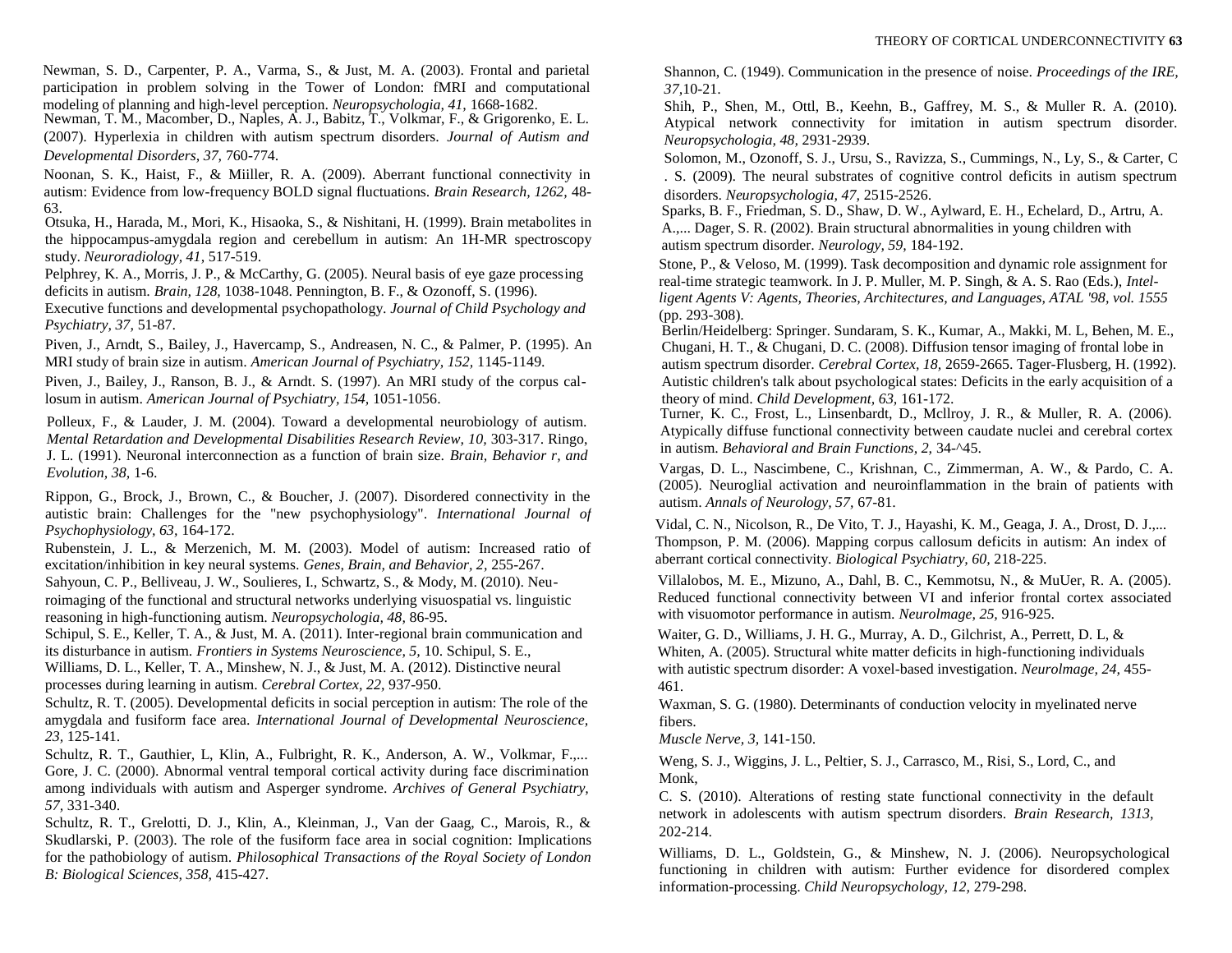Newman, S. D., Carpenter, P. A., Varma, S., & Just, M. A. (2003). Frontal and parietal participation in problem solving in the Tower of London: fMRI and computational modeling of planning and high-level perception. *Neuropsychologia, 41,* 1668-1682.

Newman, T. M., Macomber, D., Naples, A. J., Babitz, T., Volkmar, F., & Grigorenko, E. L. (2007). Hyperlexia in children with autism spectrum disorders. *Journal of Autism and Developmental Disorders, 37,* 760-774.

Noonan, S. K., Haist, F., & Miiller, R. A. (2009). Aberrant functional connectivity in autism: Evidence from low-frequency BOLD signal fluctuations. *Brain Research, 1262,* 48-63.

Otsuka, H., Harada, M., Mori, K., Hisaoka, S., & Nishitani, H. (1999). Brain metabolites in the hippocampus-amygdala region and cerebellum in autism: An 1H-MR spectroscopy study. *Neuroradiology, 41,* 517-519.

Pelphrey, K. A., Morris, J. P., & McCarthy, G. (2005). Neural basis of eye gaze processing deficits in autism. *Brain, 128,* 1038-1048. Pennington, B. F., & Ozonoff, S. (1996). Executive functions and developmental psychopathology. *Journal of Child Psychology and Psychiatry, 37,* 51-87.

Piven, J., Arndt, S., Bailey, J., Havercamp, S., Andreasen, N. C., & Palmer, P. (1995). An MRI study of brain size in autism. *American Journal of Psychiatry, 152,* 1145-1149.

Piven, J., Bailey, J., Ranson, B. J., & Arndt. S. (1997). An MRI study of the corpus callosum in autism. *American Journal of Psychiatry, 154,* 1051-1056.

Polleux, F., & Lauder, J. M. (2004). Toward a developmental neurobiology of autism. *Mental Retardation and Developmental Disabilities Research Review, 10,* 303-317. Ringo, J. L. (1991). Neuronal interconnection as a function of brain size. *Brain, Behavior r, and Evolution, 38,* 1-6.

Rippon, G., Brock, J., Brown, C., & Boucher, J. (2007). Disordered connectivity in the autistic brain: Challenges for the "new psychophysiology". *International Journal of Psychophysiology, 63,* 164-172.

Rubenstein, J. L., & Merzenich, M. M. (2003). Model of autism: Increased ratio of excitation/inhibition in key neural systems. *Genes, Brain, and Behavior, 2,* 255-267.

Sahyoun, C. P., Belliveau, J. W., Soulieres, I., Schwartz, S., & Mody, M. (2010). Neuroimaging of the functional and structural networks underlying visuospatial vs. linguistic reasoning in high-functioning autism. *Neuropsychologia, 48,* 86-95.

Schipul, S. E., Keller, T. A., & Just, M. A. (2011). Inter-regional brain communication and its disturbance in autism. *Frontiers in Systems Neuroscience, 5,* 10. Schipul, S. E., Williams, D. L., Keller, T. A., Minshew, N. J., & Just, M. A. (2012). Distinctive neural processes during learning in autism. *Cerebral Cortex, 22,* 937-950.

Schultz, R. T. (2005). Developmental deficits in social perception in autism: The role of the amygdala and fusiform face area. *International Journal of Developmental Neuroscience, 23,* 125-141.

Schultz, R. T., Gauthier, L, Klin, A., Fulbright, R. K., Anderson, A. W., Volkmar, F.,... Gore, J. C. (2000). Abnormal ventral temporal cortical activity during face discrimination among individuals with autism and Asperger syndrome. *Archives of General Psychiatry, 57,* 331-340.

Schultz, R. T., Grelotti, D. J., Klin, A., Kleinman, J., Van der Gaag, C., Marois, R., & Skudlarski, P. (2003). The role of the fusiform face area in social cognition: Implications for the pathobiology of autism. *Philosophical Transactions of the Royal Society of London B: Biological Sciences, 358,* 415-427.

Shannon, C. (1949). Communication in the presence of noise. *Proceedings of the IRE, 37,*10-21.

Shih, P., Shen, M., Ottl, B., Keehn, B., Gaffrey, M. S., & Muller R. A. (2010). Atypical network connectivity for imitation in autism spectrum disorder. *Neuropsychologia, 48,* 2931-2939.

Solomon, M., Ozonoff, S. J., Ursu, S., Ravizza, S., Cummings, N., Ly, S., & Carter, C . S. (2009). The neural substrates of cognitive control deficits in autism spectrum disorders. *Neuropsychologia, 47,* 2515-2526.

Sparks, B. F., Friedman, S. D., Shaw, D. W., Aylward, E. H., Echelard, D., Artru, A. A.,... Dager, S. R. (2002). Brain structural abnormalities in young children with autism spectrum disorder. *Neurology, 59,* 184-192.

Stone, P., & Veloso, M. (1999). Task decomposition and dynamic role assignment for real-time strategic teamwork. In J. P. Muller, M. P. Singh, & A. S. Rao (Eds.), *Intelligent Agents V: Agents, Theories, Architectures, and Languages, ATAL '98, vol. 1555* (pp. 293-308). Berlin/Heidelberg: Springer. Sundaram, S. K., Kumar, A., Makki, M. L, Behen, M. E., Chugani, H. T., & Chugani, D. C. (2008). Diffusion tensor imaging of frontal lobe in autism spectrum disorder. *Cerebral Cortex, 18,* 2659-2665. Tager-Flusberg, H. (1992). Autistic children's talk about psychological states: Deficits in the early acquisition of a theory of mind. *Child Development, 63,* 161-172.

Turner, K. C., Frost, L., Linsenbardt, D., Mcllroy, J. R., & Muller, R. A. (2006). Atypically diffuse functional connectivity between caudate nuclei and cerebral cortex in autism. *Behavioral and Brain Functions, 2,* 34-^45.

Vargas, D. L., Nascimbene, C., Krishnan, C., Zimmerman, A. W., & Pardo, C. A. (2005). Neuroglial activation and neuroinflammation in the brain of patients with autism. *Annals of Neurology, 57,* 67-81.

Vidal, C. N., Nicolson, R., De Vito, T. J., Hayashi, K. M., Geaga, J. A., Drost, D. J.,... Thompson, P. M. (2006). Mapping corpus callosum deficits in autism: An index of aberrant cortical connectivity. *Biological Psychiatry, 60,* 218-225.

Villalobos, M. E., Mizuno, A., Dahl, B. C., Kemmotsu, N., & MuUer, R. A. (2005). Reduced functional connectivity between VI and inferior frontal cortex associated with visuomotor performance in autism. *Neurolmage, 25,* 916-925.

Waiter, G. D., Williams, J. H. G., Murray, A. D., Gilchrist, A., Perrett, D. L, & Whiten, A. (2005). Structural white matter deficits in high-functioning individuals with autistic spectrum disorder: A voxel-based investigation. *Neurolmage, 24,* 455-461.

Waxman, S. G. (1980). Determinants of conduction velocity in myelinated nerve fibers. *Muscle Nerve, 3,* 141-150.

Weng, S. J., Wiggins, J. L., Peltier, S. J., Carrasco, M., Risi, S., Lord, C., and Monk, C. S. (2010). Alterations of resting state functional connectivity in the default network in adolescents with autism spectrum disorders. *Brain Research, 1313,* 202-214.

Williams, D. L., Goldstein, G., & Minshew, N. J. (2006). Neuropsychological functioning in children with autism: Further evidence for disordered complex information-processing. *Child Neuropsychology, 12,* 279-298.